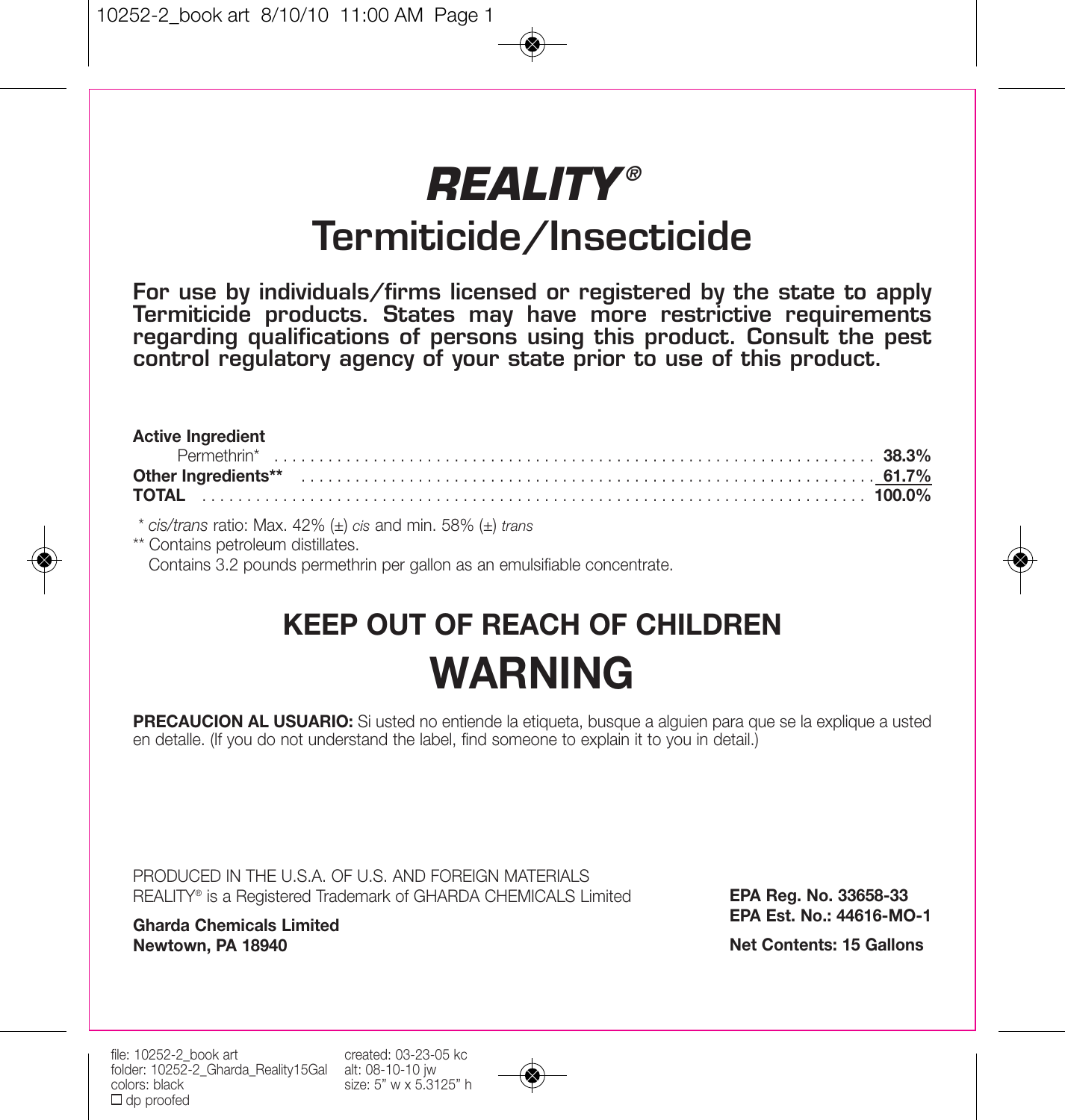# REALITY®

## Termiticide/Insecticide

**For use by individuals/firms licensed or registered by the state to apply Termiticide products. States may have more restrictive requirements regarding qualifications of persons using this product. Consult the pest control regulatory agency of your state prior to use of this product.**

| | |
|---|---|
| **Active Ingredient** | |
| Permethrin* | **38.3%** |
| **Other Ingredients**** | **61.7%** |
| **TOTAL** | **100.0%** |

\* *cis/trans* ratio: Max. 42% (±) *cis* and min. 58% (±) *trans*

** Contains petroleum distillates.

Contains 3.2 pounds permethrin per gallon as an emulsifiable concentrate.

## KEEP OUT OF REACH OF CHILDREN

# WARNING

**PRECAUCION AL USUARIO:** Si usted no entiende la etiqueta, busque a alguien para que se la explique a usted en detalle. (If you do not understand the label, find someone to explain it to you in detail.)

PRODUCED IN THE U.S.A. OF U.S. AND FOREIGN MATERIALS

REALITY® is a Registered Trademark of GHARDA CHEMICALS Limited

**Gharda Chemicals Limited**
**Newtown, PA 18940**

**EPA Reg. No. 33658-33**
**EPA Est. No.: 44616-MO-1**

**Net Contents: 15 Gallons**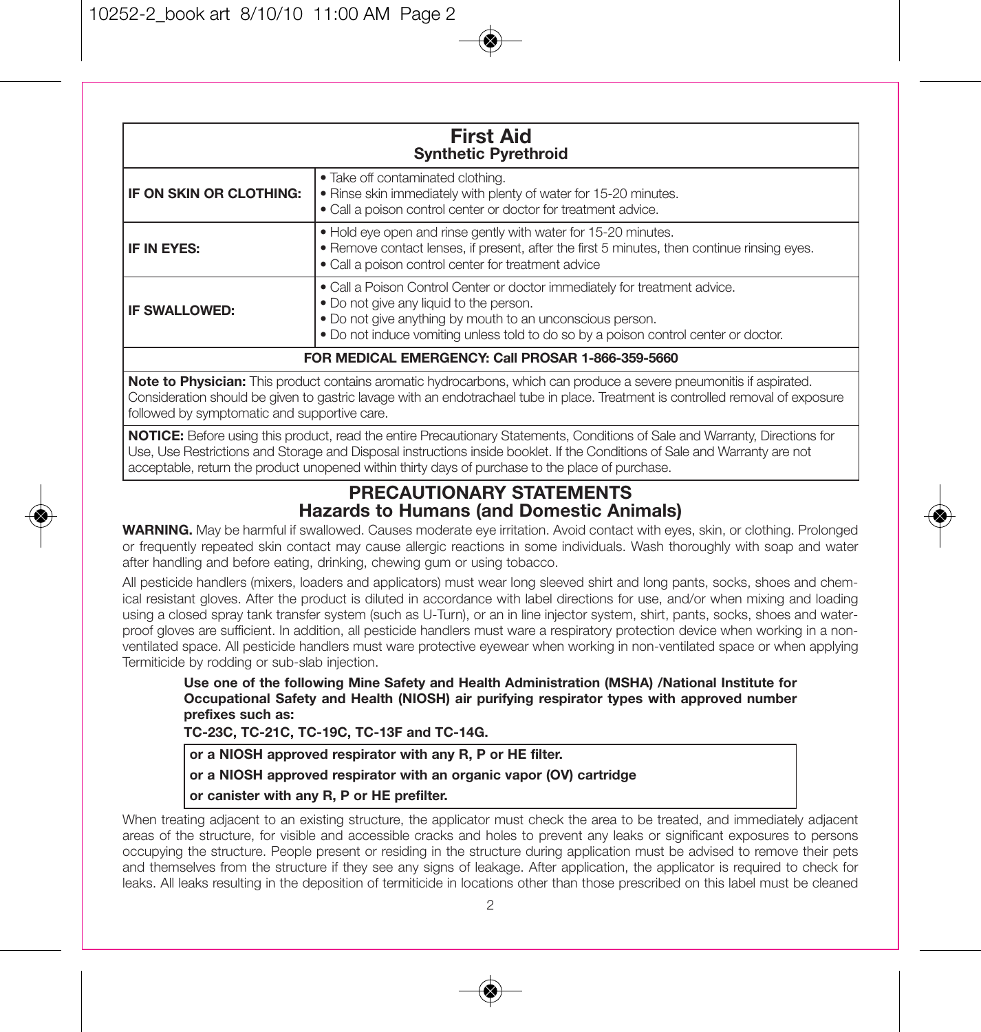## First Aid
### Synthetic Pyrethroid

| | |
|---|---|
| **IF ON SKIN OR CLOTHING:** | • Take off contaminated clothing.<br>• Rinse skin immediately with plenty of water for 15-20 minutes.<br>• Call a poison control center or doctor for treatment advice. |
| **IF IN EYES:** | • Hold eye open and rinse gently with water for 15-20 minutes.<br>• Remove contact lenses, if present, after the first 5 minutes, then continue rinsing eyes.<br>• Call a poison control center for treatment advice |
| **IF SWALLOWED:** | • Call a Poison Control Center or doctor immediately for treatment advice.<br>• Do not give any liquid to the person.<br>• Do not give anything by mouth to an unconscious person.<br>• Do not induce vomiting unless told to do so by a poison control center or doctor. |

**FOR MEDICAL EMERGENCY: Call PROSAR 1-866-359-5660**

**Note to Physician:** This product contains aromatic hydrocarbons, which can produce a severe pneumonitis if aspirated. Consideration should be given to gastric lavage with an endotrachael tube in place. Treatment is controlled removal of exposure followed by symptomatic and supportive care.

**NOTICE:** Before using this product, read the entire Precautionary Statements, Conditions of Sale and Warranty, Directions for Use, Use Restrictions and Storage and Disposal instructions inside booklet. If the Conditions of Sale and Warranty are not acceptable, return the product unopened within thirty days of purchase to the place of purchase.

## PRECAUTIONARY STATEMENTS
### Hazards to Humans (and Domestic Animals)

**WARNING.** May be harmful if swallowed. Causes moderate eye irritation. Avoid contact with eyes, skin, or clothing. Prolonged or frequently repeated skin contact may cause allergic reactions in some individuals. Wash thoroughly with soap and water after handling and before eating, drinking, chewing gum or using tobacco.

All pesticide handlers (mixers, loaders and applicators) must wear long sleeved shirt and long pants, socks, shoes and chemical resistant gloves. After the product is diluted in accordance with label directions for use, and/or when mixing and loading using a closed spray tank transfer system (such as U-Turn), or an in line injector system, shirt, pants, socks, shoes and waterproof gloves are sufficient. In addition, all pesticide handlers must ware a respiratory protection device when working in a non-ventilated space. All pesticide handlers must ware protective eyewear when working in non-ventilated space or when applying Termiticide by rodding or sub-slab injection.

**Use one of the following Mine Safety and Health Administration (MSHA) /National Institute for Occupational Safety and Health (NIOSH) air purifying respirator types with approved number prefixes such as:**

**TC-23C, TC-21C, TC-19C, TC-13F and TC-14G.**

**or a NIOSH approved respirator with any R, P or HE filter.**

**or a NIOSH approved respirator with an organic vapor (OV) cartridge**

**or canister with any R, P or HE prefilter.**

When treating adjacent to an existing structure, the applicator must check the area to be treated, and immediately adjacent areas of the structure, for visible and accessible cracks and holes to prevent any leaks or significant exposures to persons occupying the structure. People present or residing in the structure during application must be advised to remove their pets and themselves from the structure if they see any signs of leakage. After application, the applicator is required to check for leaks. All leaks resulting in the deposition of termiticide in locations other than those prescribed on this label must be cleaned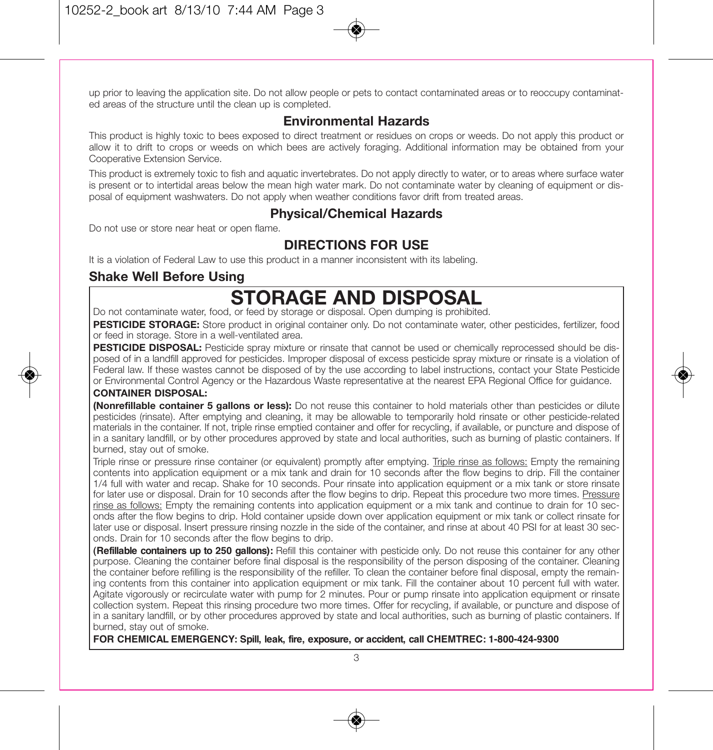up prior to leaving the application site. Do not allow people or pets to contact contaminated areas or to reoccupy contaminated areas of the structure until the clean up is completed.

## Environmental Hazards

This product is highly toxic to bees exposed to direct treatment or residues on crops or weeds. Do not apply this product or allow it to drift to crops or weeds on which bees are actively foraging. Additional information may be obtained from your Cooperative Extension Service.

This product is extremely toxic to fish and aquatic invertebrates. Do not apply directly to water, or to areas where surface water is present or to intertidal areas below the mean high water mark. Do not contaminate water by cleaning of equipment or disposal of equipment washwaters. Do not apply when weather conditions favor drift from treated areas.

## Physical/Chemical Hazards

Do not use or store near heat or open flame.

## DIRECTIONS FOR USE

It is a violation of Federal Law to use this product in a manner inconsistent with its labeling.

### Shake Well Before Using

# STORAGE AND DISPOSAL

Do not contaminate water, food, or feed by storage or disposal. Open dumping is prohibited.

**PESTICIDE STORAGE:** Store product in original container only. Do not contaminate water, other pesticides, fertilizer, food or feed in storage. Store in a well-ventilated area.

**PESTICIDE DISPOSAL:** Pesticide spray mixture or rinsate that cannot be used or chemically reprocessed should be disposed of in a landfill approved for pesticides. Improper disposal of excess pesticide spray mixture or rinsate is a violation of Federal law. If these wastes cannot be disposed of by the use according to label instructions, contact your State Pesticide or Environmental Control Agency or the Hazardous Waste representative at the nearest EPA Regional Office for guidance.

**CONTAINER DISPOSAL:**

**(Nonrefillable container 5 gallons or less):** Do not reuse this container to hold materials other than pesticides or dilute pesticides (rinsate). After emptying and cleaning, it may be allowable to temporarily hold rinsate or other pesticide-related materials in the container. If not, triple rinse emptied container and offer for recycling, if available, or puncture and dispose of in a sanitary landfill, or by other procedures approved by state and local authorities, such as burning of plastic containers. If burned, stay out of smoke.

Triple rinse or pressure rinse container (or equivalent) promptly after emptying. Triple rinse as follows: Empty the remaining contents into application equipment or a mix tank and drain for 10 seconds after the flow begins to drip. Fill the container 1/4 full with water and recap. Shake for 10 seconds. Pour rinsate into application equipment or a mix tank or store rinsate for later use or disposal. Drain for 10 seconds after the flow begins to drip. Repeat this procedure two more times. Pressure rinse as follows: Empty the remaining contents into application equipment or a mix tank and continue to drain for 10 seconds after the flow begins to drip. Hold container upside down over application equipment or mix tank or collect rinsate for later use or disposal. Insert pressure rinsing nozzle in the side of the container, and rinse at about 40 PSI for at least 30 seconds. Drain for 10 seconds after the flow begins to drip.

**(Refillable containers up to 250 gallons):** Refill this container with pesticide only. Do not reuse this container for any other purpose. Cleaning the container before final disposal is the responsibility of the person disposing of the container. Cleaning the container before refilling is the responsibility of the refiller. To clean the container before final disposal, empty the remaining contents from this container into application equipment or mix tank. Fill the container about 10 percent full with water. Agitate vigorously or recirculate water with pump for 2 minutes. Pour or pump rinsate into application equipment or rinsate collection system. Repeat this rinsing procedure two more times. Offer for recycling, if available, or puncture and dispose of in a sanitary landfill, or by other procedures approved by state and local authorities, such as burning of plastic containers. If burned, stay out of smoke.

**FOR CHEMICAL EMERGENCY: Spill, leak, fire, exposure, or accident, call CHEMTREC: 1-800-424-9300**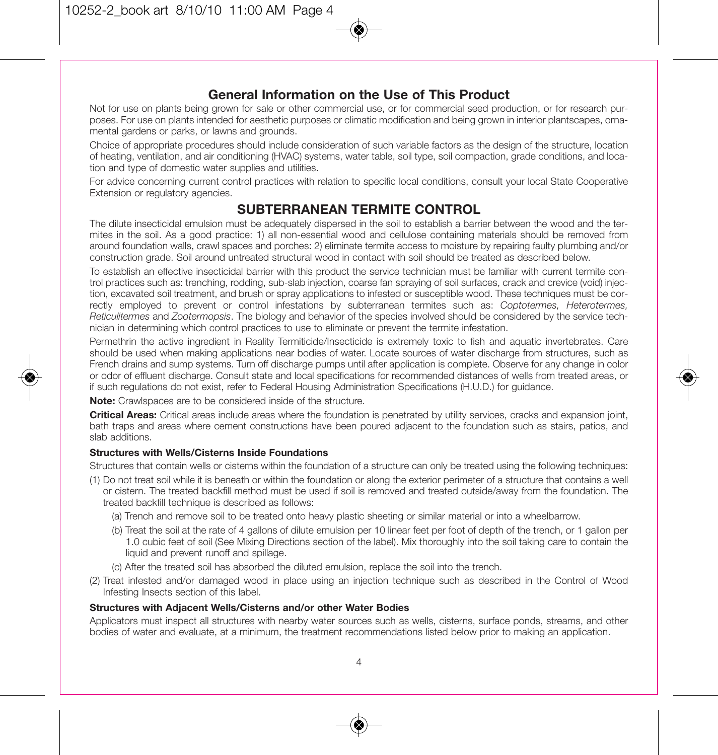## General Information on the Use of This Product

Not for use on plants being grown for sale or other commercial use, or for commercial seed production, or for research purposes. For use on plants intended for aesthetic purposes or climatic modification and being grown in interior plantscapes, ornamental gardens or parks, or lawns and grounds.

Choice of appropriate procedures should include consideration of such variable factors as the design of the structure, location of heating, ventilation, and air conditioning (HVAC) systems, water table, soil type, soil compaction, grade conditions, and location and type of domestic water supplies and utilities.

For advice concerning current control practices with relation to specific local conditions, consult your local State Cooperative Extension or regulatory agencies.

## SUBTERRANEAN TERMITE CONTROL

The dilute insecticidal emulsion must be adequately dispersed in the soil to establish a barrier between the wood and the termites in the soil. As a good practice: 1) all non-essential wood and cellulose containing materials should be removed from around foundation walls, crawl spaces and porches: 2) eliminate termite access to moisture by repairing faulty plumbing and/or construction grade. Soil around untreated structural wood in contact with soil should be treated as described below.

To establish an effective insecticidal barrier with this product the service technician must be familiar with current termite control practices such as: trenching, rodding, sub-slab injection, coarse fan spraying of soil surfaces, crack and crevice (void) injection, excavated soil treatment, and brush or spray applications to infested or susceptible wood. These techniques must be correctly employed to prevent or control infestations by subterranean termites such as: *Coptotermes, Heterotermes, Reticulitermes* and *Zootermopsis*. The biology and behavior of the species involved should be considered by the service technician in determining which control practices to use to eliminate or prevent the termite infestation.

Permethrin the active ingredient in Reality Termiticide/Insecticide is extremely toxic to fish and aquatic invertebrates. Care should be used when making applications near bodies of water. Locate sources of water discharge from structures, such as French drains and sump systems. Turn off discharge pumps until after application is complete. Observe for any change in color or odor of effluent discharge. Consult state and local specifications for recommended distances of wells from treated areas, or if such regulations do not exist, refer to Federal Housing Administration Specifications (H.U.D.) for guidance.

**Note:** Crawlspaces are to be considered inside of the structure.

**Critical Areas:** Critical areas include areas where the foundation is penetrated by utility services, cracks and expansion joint, bath traps and areas where cement constructions have been poured adjacent to the foundation such as stairs, patios, and slab additions.

#### Structures with Wells/Cisterns Inside Foundations

Structures that contain wells or cisterns within the foundation of a structure can only be treated using the following techniques:

(1) Do not treat soil while it is beneath or within the foundation or along the exterior perimeter of a structure that contains a well or cistern. The treated backfill method must be used if soil is removed and treated outside/away from the foundation. The treated backfill technique is described as follows:

   (a) Trench and remove soil to be treated onto heavy plastic sheeting or similar material or into a wheelbarrow.

   (b) Treat the soil at the rate of 4 gallons of dilute emulsion per 10 linear feet per foot of depth of the trench, or 1 gallon per 1.0 cubic feet of soil (See Mixing Directions section of the label). Mix thoroughly into the soil taking care to contain the liquid and prevent runoff and spillage.

   (c) After the treated soil has absorbed the diluted emulsion, replace the soil into the trench.

(2) Treat infested and/or damaged wood in place using an injection technique such as described in the Control of Wood Infesting Insects section of this label.

#### Structures with Adjacent Wells/Cisterns and/or other Water Bodies

Applicators must inspect all structures with nearby water sources such as wells, cisterns, surface ponds, streams, and other bodies of water and evaluate, at a minimum, the treatment recommendations listed below prior to making an application.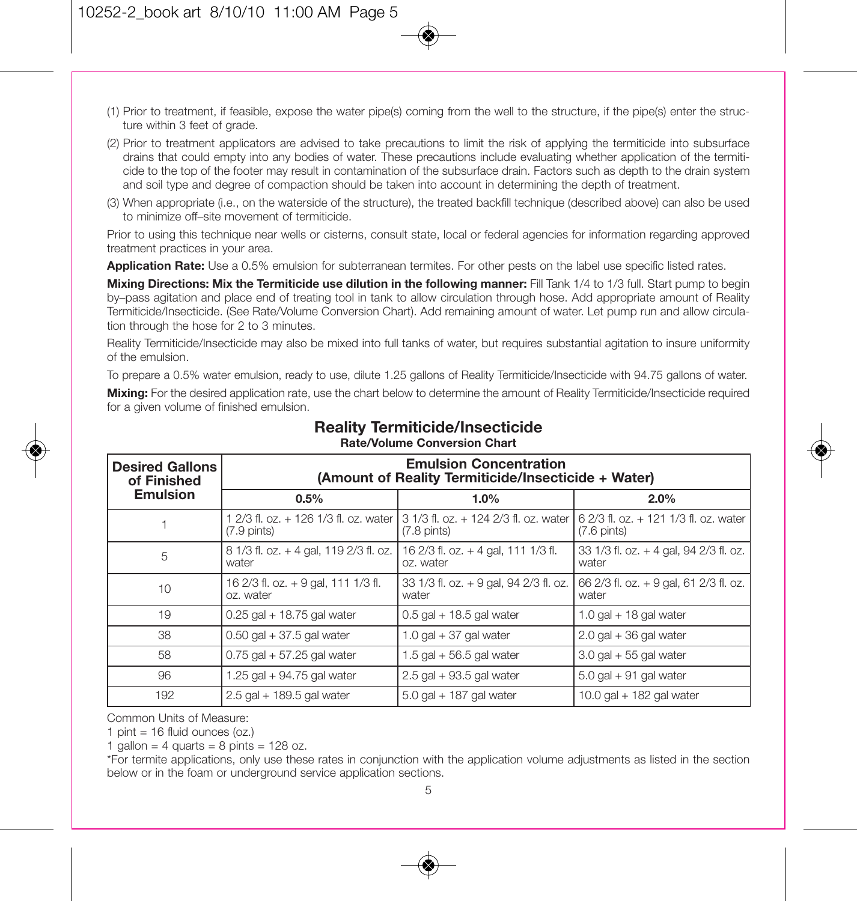(1) Prior to treatment, if feasible, expose the water pipe(s) coming from the well to the structure, if the pipe(s) enter the structure within 3 feet of grade.

(2) Prior to treatment applicators are advised to take precautions to limit the risk of applying the termiticide into subsurface drains that could empty into any bodies of water. These precautions include evaluating whether application of the termiticide to the top of the footer may result in contamination of the subsurface drain. Factors such as depth to the drain system and soil type and degree of compaction should be taken into account in determining the depth of treatment.

(3) When appropriate (i.e., on the waterside of the structure), the treated backfill technique (described above) can also be used to minimize off–site movement of termiticide.

Prior to using this technique near wells or cisterns, consult state, local or federal agencies for information regarding approved treatment practices in your area.

**Application Rate:** Use a 0.5% emulsion for subterranean termites. For other pests on the label use specific listed rates.

**Mixing Directions: Mix the Termiticide use dilution in the following manner:** Fill Tank 1/4 to 1/3 full. Start pump to begin by–pass agitation and place end of treating tool in tank to allow circulation through hose. Add appropriate amount of Reality Termiticide/Insecticide. (See Rate/Volume Conversion Chart). Add remaining amount of water. Let pump run and allow circulation through the hose for 2 to 3 minutes.

Reality Termiticide/Insecticide may also be mixed into full tanks of water, but requires substantial agitation to insure uniformity of the emulsion.

To prepare a 0.5% water emulsion, ready to use, dilute 1.25 gallons of Reality Termiticide/Insecticide with 94.75 gallons of water.

**Mixing:** For the desired application rate, use the chart below to determine the amount of Reality Termiticide/Insecticide required for a given volume of finished emulsion.

## Reality Termiticide/Insecticide

**Rate/Volume Conversion Chart**

| Desired Gallons of Finished Emulsion | Emulsion Concentration (Amount of Reality Termiticide/Insecticide + Water) | | |
|---|---|---|---|
| | 0.5% | 1.0% | 2.0% |
| 1 | 1 2/3 fl. oz. + 126 1/3 fl. oz. water (7.9 pints) | 3 1/3 fl. oz. + 124 2/3 fl. oz. water (7.8 pints) | 6 2/3 fl. oz. + 121 1/3 fl. oz. water (7.6 pints) |
| 5 | 8 1/3 fl. oz. + 4 gal, 119 2/3 fl. oz. water | 16 2/3 fl. oz. + 4 gal, 111 1/3 fl. oz. water | 33 1/3 fl. oz. + 4 gal, 94 2/3 fl. oz. water |
| 10 | 16 2/3 fl. oz. + 9 gal, 111 1/3 fl. oz. water | 33 1/3 fl. oz. + 9 gal, 94 2/3 fl. oz. water | 66 2/3 fl. oz. + 9 gal, 61 2/3 fl. oz. water |
| 19 | 0.25 gal + 18.75 gal water | 0.5 gal + 18.5 gal water | 1.0 gal + 18 gal water |
| 38 | 0.50 gal + 37.5 gal water | 1.0 gal + 37 gal water | 2.0 gal + 36 gal water |
| 58 | 0.75 gal + 57.25 gal water | 1.5 gal + 56.5 gal water | 3.0 gal + 55 gal water |
| 96 | 1.25 gal + 94.75 gal water | 2.5 gal + 93.5 gal water | 5.0 gal + 91 gal water |
| 192 | 2.5 gal + 189.5 gal water | 5.0 gal + 187 gal water | 10.0 gal + 182 gal water |

Common Units of Measure:
1 pint = 16 fluid ounces (oz.)
1 gallon = 4 quarts = 8 pints = 128 oz.

*For termite applications, only use these rates in conjunction with the application volume adjustments as listed in the section below or in the foam or underground service application sections.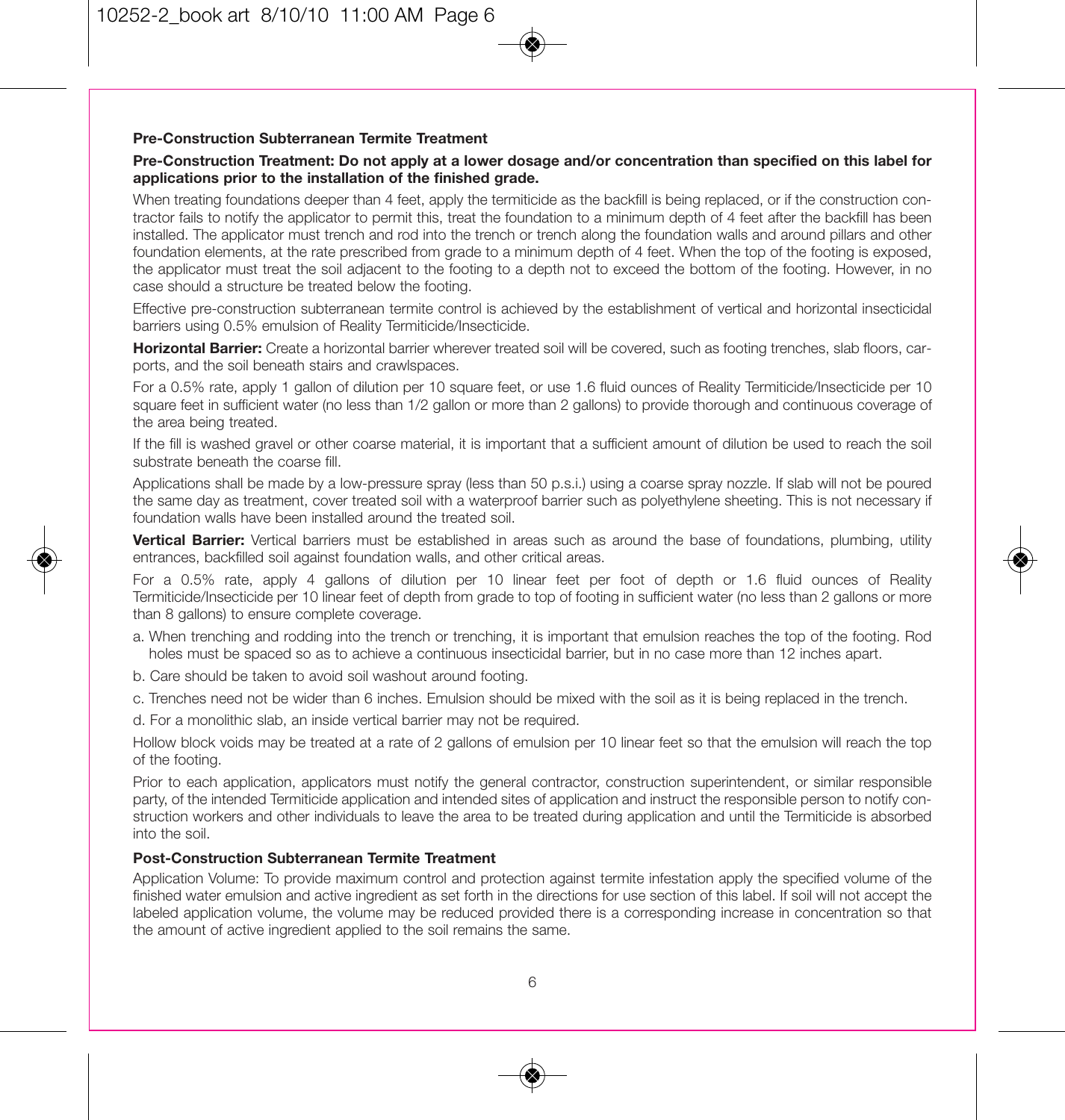### Pre-Construction Subterranean Termite Treatment

**Pre-Construction Treatment: Do not apply at a lower dosage and/or concentration than specified on this label for applications prior to the installation of the finished grade.**

When treating foundations deeper than 4 feet, apply the termiticide as the backfill is being replaced, or if the construction contractor fails to notify the applicator to permit this, treat the foundation to a minimum depth of 4 feet after the backfill has been installed. The applicator must trench and rod into the trench or trench along the foundation walls and around pillars and other foundation elements, at the rate prescribed from grade to a minimum depth of 4 feet. When the top of the footing is exposed, the applicator must treat the soil adjacent to the footing to a depth not to exceed the bottom of the footing. However, in no case should a structure be treated below the footing.

Effective pre-construction subterranean termite control is achieved by the establishment of vertical and horizontal insecticidal barriers using 0.5% emulsion of Reality Termiticide/Insecticide.

**Horizontal Barrier:** Create a horizontal barrier wherever treated soil will be covered, such as footing trenches, slab floors, carports, and the soil beneath stairs and crawlspaces.

For a 0.5% rate, apply 1 gallon of dilution per 10 square feet, or use 1.6 fluid ounces of Reality Termiticide/Insecticide per 10 square feet in sufficient water (no less than 1/2 gallon or more than 2 gallons) to provide thorough and continuous coverage of the area being treated.

If the fill is washed gravel or other coarse material, it is important that a sufficient amount of dilution be used to reach the soil substrate beneath the coarse fill.

Applications shall be made by a low-pressure spray (less than 50 p.s.i.) using a coarse spray nozzle. If slab will not be poured the same day as treatment, cover treated soil with a waterproof barrier such as polyethylene sheeting. This is not necessary if foundation walls have been installed around the treated soil.

**Vertical Barrier:** Vertical barriers must be established in areas such as around the base of foundations, plumbing, utility entrances, backfilled soil against foundation walls, and other critical areas.

For a 0.5% rate, apply 4 gallons of dilution per 10 linear feet per foot of depth or 1.6 fluid ounces of Reality Termiticide/Insecticide per 10 linear feet of depth from grade to top of footing in sufficient water (no less than 2 gallons or more than 8 gallons) to ensure complete coverage.

a. When trenching and rodding into the trench or trenching, it is important that emulsion reaches the top of the footing. Rod holes must be spaced so as to achieve a continuous insecticidal barrier, but in no case more than 12 inches apart.

b. Care should be taken to avoid soil washout around footing.

c. Trenches need not be wider than 6 inches. Emulsion should be mixed with the soil as it is being replaced in the trench.

d. For a monolithic slab, an inside vertical barrier may not be required.

Hollow block voids may be treated at a rate of 2 gallons of emulsion per 10 linear feet so that the emulsion will reach the top of the footing.

Prior to each application, applicators must notify the general contractor, construction superintendent, or similar responsible party, of the intended Termiticide application and intended sites of application and instruct the responsible person to notify construction workers and other individuals to leave the area to be treated during application and until the Termiticide is absorbed into the soil.

### Post-Construction Subterranean Termite Treatment

Application Volume: To provide maximum control and protection against termite infestation apply the specified volume of the finished water emulsion and active ingredient as set forth in the directions for use section of this label. If soil will not accept the labeled application volume, the volume may be reduced provided there is a corresponding increase in concentration so that the amount of active ingredient applied to the soil remains the same.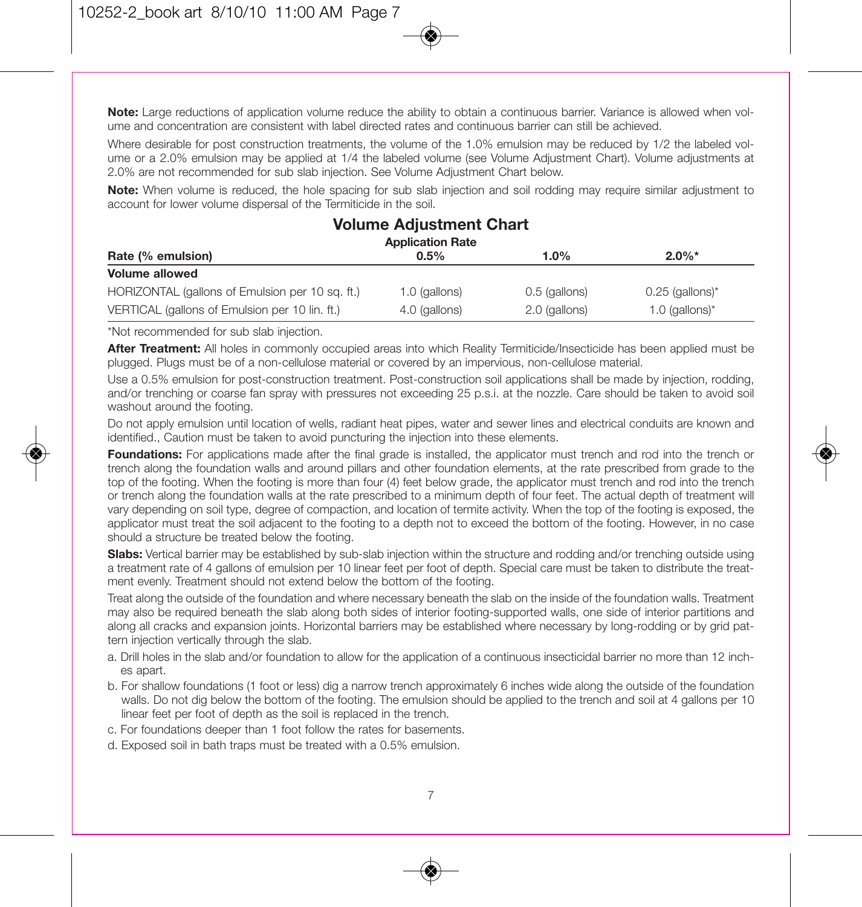**Note:** Large reductions of application volume reduce the ability to obtain a continuous barrier. Variance is allowed when volume and concentration are consistent with label directed rates and continuous barrier can still be achieved.

Where desirable for post construction treatments, the volume of the 1.0% emulsion may be reduced by 1/2 the labeled volume or a 2.0% emulsion may be applied at 1/4 the labeled volume (see Volume Adjustment Chart). Volume adjustments at 2.0% are not recommended for sub slab injection. See Volume Adjustment Chart below.

**Note:** When volume is reduced, the hole spacing for sub slab injection and soil rodding may require similar adjustment to account for lower volume dispersal of the Termiticide in the soil.

## Volume Adjustment Chart

| Rate (% emulsion) | Application Rate 0.5% | 1.0% | 2.0%* |
|---|---|---|---|
| **Volume allowed** | | | |
| HORIZONTAL (gallons of Emulsion per 10 sq. ft.) | 1.0 (gallons) | 0.5 (gallons) | 0.25 (gallons)* |
| VERTICAL (gallons of Emulsion per 10 lin. ft.) | 4.0 (gallons) | 2.0 (gallons) | 1.0 (gallons)* |

*Not recommended for sub slab injection.

**After Treatment:** All holes in commonly occupied areas into which Reality Termiticide/Insecticide has been applied must be plugged. Plugs must be of a non-cellulose material or covered by an impervious, non-cellulose material.

Use a 0.5% emulsion for post-construction treatment. Post-construction soil applications shall be made by injection, rodding, and/or trenching or coarse fan spray with pressures not exceeding 25 p.s.i. at the nozzle. Care should be taken to avoid soil washout around the footing.

Do not apply emulsion until location of wells, radiant heat pipes, water and sewer lines and electrical conduits are known and identified., Caution must be taken to avoid puncturing the injection into these elements.

**Foundations:** For applications made after the final grade is installed, the applicator must trench and rod into the trench or trench along the foundation walls and around pillars and other foundation elements, at the rate prescribed from grade to the top of the footing. When the footing is more than four (4) feet below grade, the applicator must trench and rod into the trench or trench along the foundation walls at the rate prescribed to a minimum depth of four feet. The actual depth of treatment will vary depending on soil type, degree of compaction, and location of termite activity. When the top of the footing is exposed, the applicator must treat the soil adjacent to the footing to a depth not to exceed the bottom of the footing. However, in no case should a structure be treated below the footing.

**Slabs:** Vertical barrier may be established by sub-slab injection within the structure and rodding and/or trenching outside using a treatment rate of 4 gallons of emulsion per 10 linear feet per foot of depth. Special care must be taken to distribute the treatment evenly. Treatment should not extend below the bottom of the footing.

Treat along the outside of the foundation and where necessary beneath the slab on the inside of the foundation walls. Treatment may also be required beneath the slab along both sides of interior footing-supported walls, one side of interior partitions and along all cracks and expansion joints. Horizontal barriers may be established where necessary by long-rodding or by grid pattern injection vertically through the slab.

a. Drill holes in the slab and/or foundation to allow for the application of a continuous insecticidal barrier no more than 12 inches apart.

b. For shallow foundations (1 foot or less) dig a narrow trench approximately 6 inches wide along the outside of the foundation walls. Do not dig below the bottom of the footing. The emulsion should be applied to the trench and soil at 4 gallons per 10 linear feet per foot of depth as the soil is replaced in the trench.

c. For foundations deeper than 1 foot follow the rates for basements.

d. Exposed soil in bath traps must be treated with a 0.5% emulsion.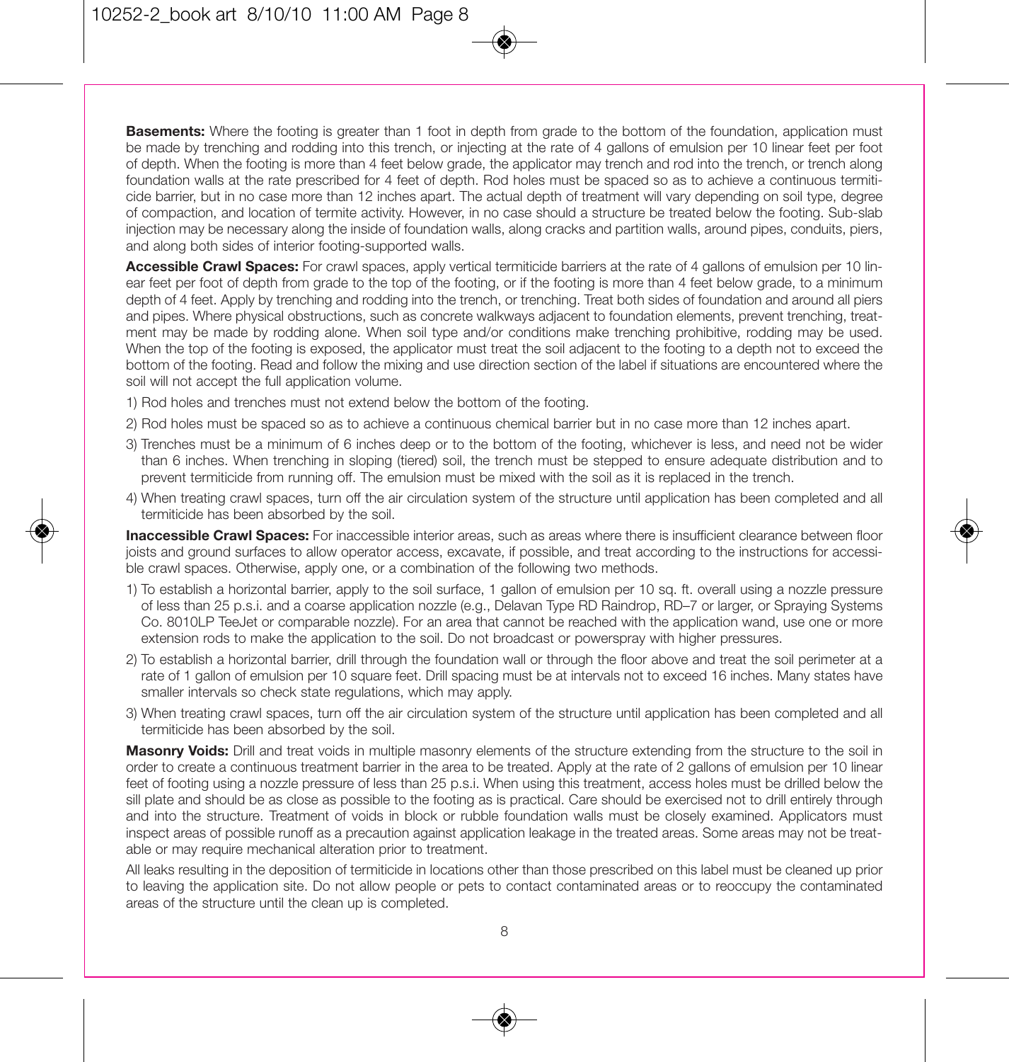**Basements:** Where the footing is greater than 1 foot in depth from grade to the bottom of the foundation, application must be made by trenching and rodding into this trench, or injecting at the rate of 4 gallons of emulsion per 10 linear feet per foot of depth. When the footing is more than 4 feet below grade, the applicator may trench and rod into the trench, or trench along foundation walls at the rate prescribed for 4 feet of depth. Rod holes must be spaced so as to achieve a continuous termiticide barrier, but in no case more than 12 inches apart. The actual depth of treatment will vary depending on soil type, degree of compaction, and location of termite activity. However, in no case should a structure be treated below the footing. Sub-slab injection may be necessary along the inside of foundation walls, along cracks and partition walls, around pipes, conduits, piers, and along both sides of interior footing-supported walls.

**Accessible Crawl Spaces:** For crawl spaces, apply vertical termiticide barriers at the rate of 4 gallons of emulsion per 10 linear feet per foot of depth from grade to the top of the footing, or if the footing is more than 4 feet below grade, to a minimum depth of 4 feet. Apply by trenching and rodding into the trench, or trenching. Treat both sides of foundation and around all piers and pipes. Where physical obstructions, such as concrete walkways adjacent to foundation elements, prevent trenching, treatment may be made by rodding alone. When soil type and/or conditions make trenching prohibitive, rodding may be used. When the top of the footing is exposed, the applicator must treat the soil adjacent to the footing to a depth not to exceed the bottom of the footing. Read and follow the mixing and use direction section of the label if situations are encountered where the soil will not accept the full application volume.

1) Rod holes and trenches must not extend below the bottom of the footing.
2) Rod holes must be spaced so as to achieve a continuous chemical barrier but in no case more than 12 inches apart.
3) Trenches must be a minimum of 6 inches deep or to the bottom of the footing, whichever is less, and need not be wider than 6 inches. When trenching in sloping (tiered) soil, the trench must be stepped to ensure adequate distribution and to prevent termiticide from running off. The emulsion must be mixed with the soil as it is replaced in the trench.
4) When treating crawl spaces, turn off the air circulation system of the structure until application has been completed and all termiticide has been absorbed by the soil.

**Inaccessible Crawl Spaces:** For inaccessible interior areas, such as areas where there is insufficient clearance between floor joists and ground surfaces to allow operator access, excavate, if possible, and treat according to the instructions for accessible crawl spaces. Otherwise, apply one, or a combination of the following two methods.

1) To establish a horizontal barrier, apply to the soil surface, 1 gallon of emulsion per 10 sq. ft. overall using a nozzle pressure of less than 25 p.s.i. and a coarse application nozzle (e.g., Delavan Type RD Raindrop, RD–7 or larger, or Spraying Systems Co. 8010LP TeeJet or comparable nozzle). For an area that cannot be reached with the application wand, use one or more extension rods to make the application to the soil. Do not broadcast or powerspray with higher pressures.
2) To establish a horizontal barrier, drill through the foundation wall or through the floor above and treat the soil perimeter at a rate of 1 gallon of emulsion per 10 square feet. Drill spacing must be at intervals not to exceed 16 inches. Many states have smaller intervals so check state regulations, which may apply.
3) When treating crawl spaces, turn off the air circulation system of the structure until application has been completed and all termiticide has been absorbed by the soil.

**Masonry Voids:** Drill and treat voids in multiple masonry elements of the structure extending from the structure to the soil in order to create a continuous treatment barrier in the area to be treated. Apply at the rate of 2 gallons of emulsion per 10 linear feet of footing using a nozzle pressure of less than 25 p.s.i. When using this treatment, access holes must be drilled below the sill plate and should be as close as possible to the footing as is practical. Care should be exercised not to drill entirely through and into the structure. Treatment of voids in block or rubble foundation walls must be closely examined. Applicators must inspect areas of possible runoff as a precaution against application leakage in the treated areas. Some areas may not be treatable or may require mechanical alteration prior to treatment.

All leaks resulting in the deposition of termiticide in locations other than those prescribed on this label must be cleaned up prior to leaving the application site. Do not allow people or pets to contact contaminated areas or to reoccupy the contaminated areas of the structure until the clean up is completed.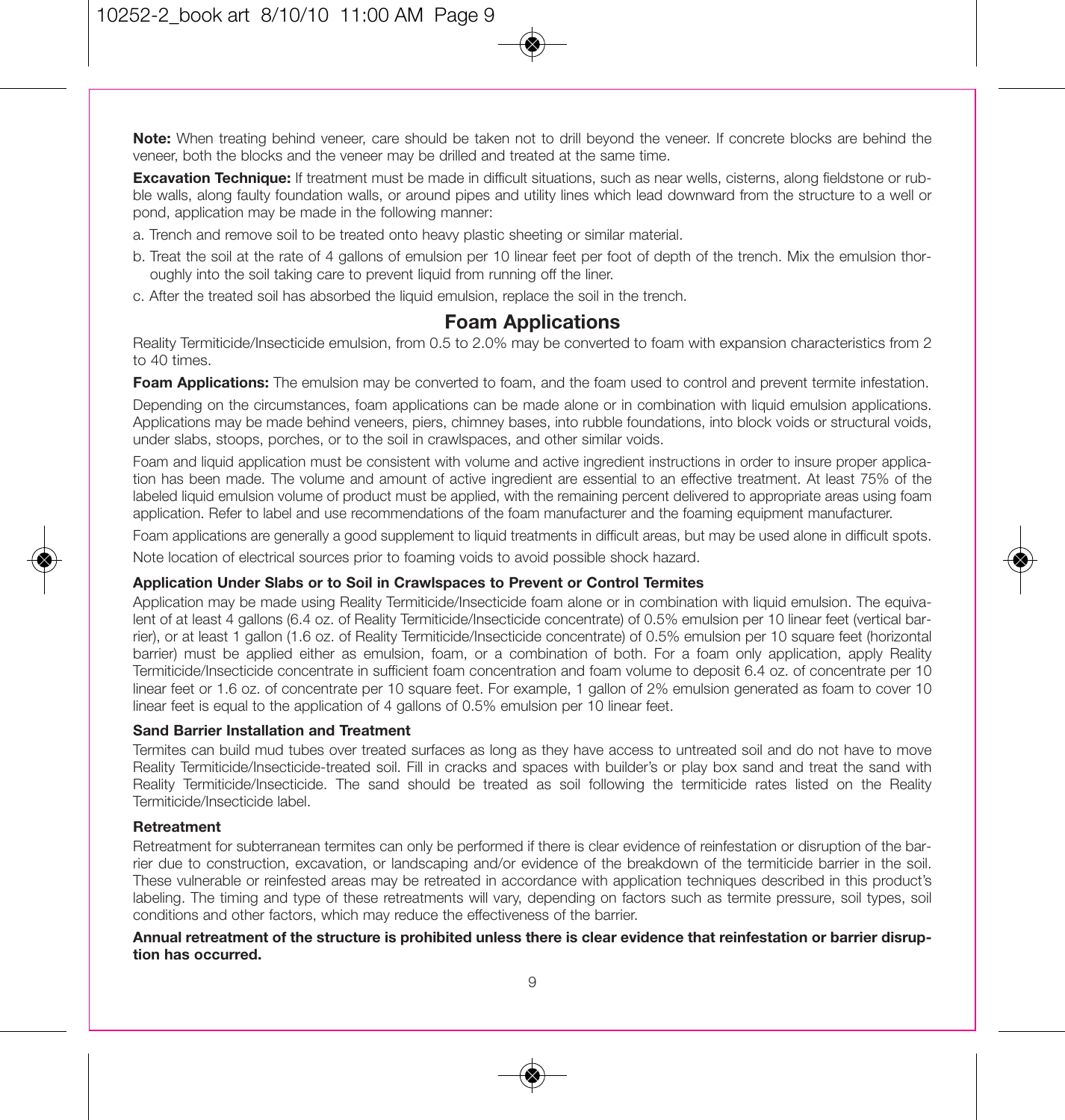**Note:** When treating behind veneer, care should be taken not to drill beyond the veneer. If concrete blocks are behind the veneer, both the blocks and the veneer may be drilled and treated at the same time.

**Excavation Technique:** If treatment must be made in difficult situations, such as near wells, cisterns, along fieldstone or rubble walls, along faulty foundation walls, or around pipes and utility lines which lead downward from the structure to a well or pond, application may be made in the following manner:

a. Trench and remove soil to be treated onto heavy plastic sheeting or similar material.

b. Treat the soil at the rate of 4 gallons of emulsion per 10 linear feet per foot of depth of the trench. Mix the emulsion thoroughly into the soil taking care to prevent liquid from running off the liner.

c. After the treated soil has absorbed the liquid emulsion, replace the soil in the trench.

## Foam Applications

Reality Termiticide/Insecticide emulsion, from 0.5 to 2.0% may be converted to foam with expansion characteristics from 2 to 40 times.

**Foam Applications:** The emulsion may be converted to foam, and the foam used to control and prevent termite infestation.

Depending on the circumstances, foam applications can be made alone or in combination with liquid emulsion applications. Applications may be made behind veneers, piers, chimney bases, into rubble foundations, into block voids or structural voids, under slabs, stoops, porches, or to the soil in crawlspaces, and other similar voids.

Foam and liquid application must be consistent with volume and active ingredient instructions in order to insure proper application has been made. The volume and amount of active ingredient are essential to an effective treatment. At least 75% of the labeled liquid emulsion volume of product must be applied, with the remaining percent delivered to appropriate areas using foam application. Refer to label and use recommendations of the foam manufacturer and the foaming equipment manufacturer.

Foam applications are generally a good supplement to liquid treatments in difficult areas, but may be used alone in difficult spots.

Note location of electrical sources prior to foaming voids to avoid possible shock hazard.

#### Application Under Slabs or to Soil in Crawlspaces to Prevent or Control Termites

Application may be made using Reality Termiticide/Insecticide foam alone or in combination with liquid emulsion. The equivalent of at least 4 gallons (6.4 oz. of Reality Termiticide/Insecticide concentrate) of 0.5% emulsion per 10 linear feet (vertical barrier), or at least 1 gallon (1.6 oz. of Reality Termiticide/Insecticide concentrate) of 0.5% emulsion per 10 square feet (horizontal barrier) must be applied either as emulsion, foam, or a combination of both. For a foam only application, apply Reality Termiticide/Insecticide concentrate in sufficient foam concentration and foam volume to deposit 6.4 oz. of concentrate per 10 linear feet or 1.6 oz. of concentrate per 10 square feet. For example, 1 gallon of 2% emulsion generated as foam to cover 10 linear feet is equal to the application of 4 gallons of 0.5% emulsion per 10 linear feet.

#### Sand Barrier Installation and Treatment

Termites can build mud tubes over treated surfaces as long as they have access to untreated soil and do not have to move Reality Termiticide/Insecticide-treated soil. Fill in cracks and spaces with builder's or play box sand and treat the sand with Reality Termiticide/Insecticide. The sand should be treated as soil following the termiticide rates listed on the Reality Termiticide/Insecticide label.

#### Retreatment

Retreatment for subterranean termites can only be performed if there is clear evidence of reinfestation or disruption of the barrier due to construction, excavation, or landscaping and/or evidence of the breakdown of the termiticide barrier in the soil. These vulnerable or reinfested areas may be retreated in accordance with application techniques described in this product's labeling. The timing and type of these retreatments will vary, depending on factors such as termite pressure, soil types, soil conditions and other factors, which may reduce the effectiveness of the barrier.

**Annual retreatment of the structure is prohibited unless there is clear evidence that reinfestation or barrier disruption has occurred.**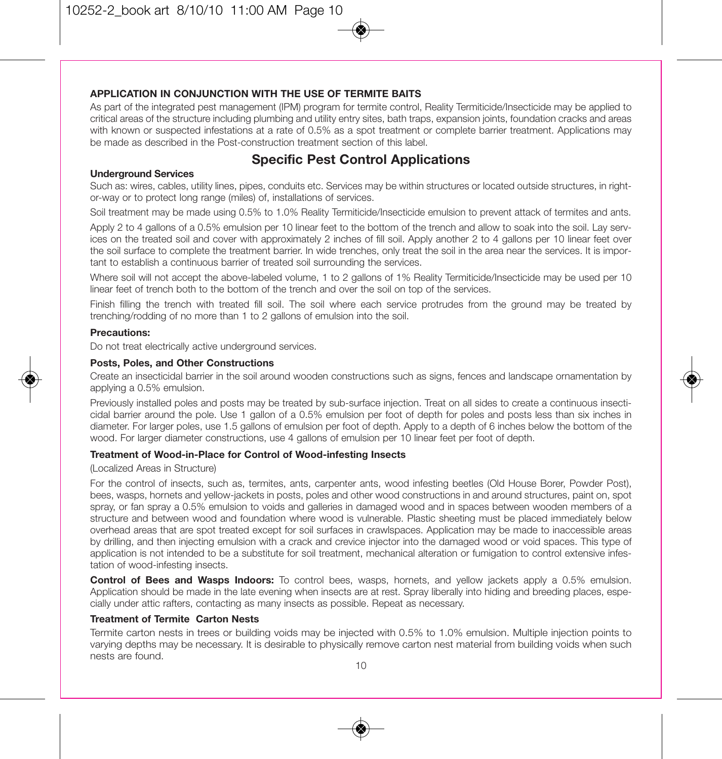**APPLICATION IN CONJUNCTION WITH THE USE OF TERMITE BAITS**

As part of the integrated pest management (IPM) program for termite control, Reality Termiticide/Insecticide may be applied to critical areas of the structure including plumbing and utility entry sites, bath traps, expansion joints, foundation cracks and areas with known or suspected infestations at a rate of 0.5% as a spot treatment or complete barrier treatment. Applications may be made as described in the Post-construction treatment section of this label.

## Specific Pest Control Applications

**Underground Services**

Such as: wires, cables, utility lines, pipes, conduits etc. Services may be within structures or located outside structures, in right-or-way or to protect long range (miles) of, installations of services.

Soil treatment may be made using 0.5% to 1.0% Reality Termiticide/Insecticide emulsion to prevent attack of termites and ants.

Apply 2 to 4 gallons of a 0.5% emulsion per 10 linear feet to the bottom of the trench and allow to soak into the soil. Lay services on the treated soil and cover with approximately 2 inches of fill soil. Apply another 2 to 4 gallons per 10 linear feet over the soil surface to complete the treatment barrier. In wide trenches, only treat the soil in the area near the services. It is important to establish a continuous barrier of treated soil surrounding the services.

Where soil will not accept the above-labeled volume, 1 to 2 gallons of 1% Reality Termiticide/Insecticide may be used per 10 linear feet of trench both to the bottom of the trench and over the soil on top of the services.

Finish filling the trench with treated fill soil. The soil where each service protrudes from the ground may be treated by trenching/rodding of no more than 1 to 2 gallons of emulsion into the soil.

**Precautions:**

Do not treat electrically active underground services.

**Posts, Poles, and Other Constructions**

Create an insecticidal barrier in the soil around wooden constructions such as signs, fences and landscape ornamentation by applying a 0.5% emulsion.

Previously installed poles and posts may be treated by sub-surface injection. Treat on all sides to create a continuous insecticidal barrier around the pole. Use 1 gallon of a 0.5% emulsion per foot of depth for poles and posts less than six inches in diameter. For larger poles, use 1.5 gallons of emulsion per foot of depth. Apply to a depth of 6 inches below the bottom of the wood. For larger diameter constructions, use 4 gallons of emulsion per 10 linear feet per foot of depth.

**Treatment of Wood-in-Place for Control of Wood-infesting Insects**

(Localized Areas in Structure)

For the control of insects, such as, termites, ants, carpenter ants, wood infesting beetles (Old House Borer, Powder Post), bees, wasps, hornets and yellow-jackets in posts, poles and other wood constructions in and around structures, paint on, spot spray, or fan spray a 0.5% emulsion to voids and galleries in damaged wood and in spaces between wooden members of a structure and between wood and foundation where wood is vulnerable. Plastic sheeting must be placed immediately below overhead areas that are spot treated except for soil surfaces in crawlspaces. Application may be made to inaccessible areas by drilling, and then injecting emulsion with a crack and crevice injector into the damaged wood or void spaces. This type of application is not intended to be a substitute for soil treatment, mechanical alteration or fumigation to control extensive infestation of wood-infesting insects.

**Control of Bees and Wasps Indoors:** To control bees, wasps, hornets, and yellow jackets apply a 0.5% emulsion. Application should be made in the late evening when insects are at rest. Spray liberally into hiding and breeding places, especially under attic rafters, contacting as many insects as possible. Repeat as necessary.

**Treatment of Termite Carton Nests**

Termite carton nests in trees or building voids may be injected with 0.5% to 1.0% emulsion. Multiple injection points to varying depths may be necessary. It is desirable to physically remove carton nest material from building voids when such nests are found.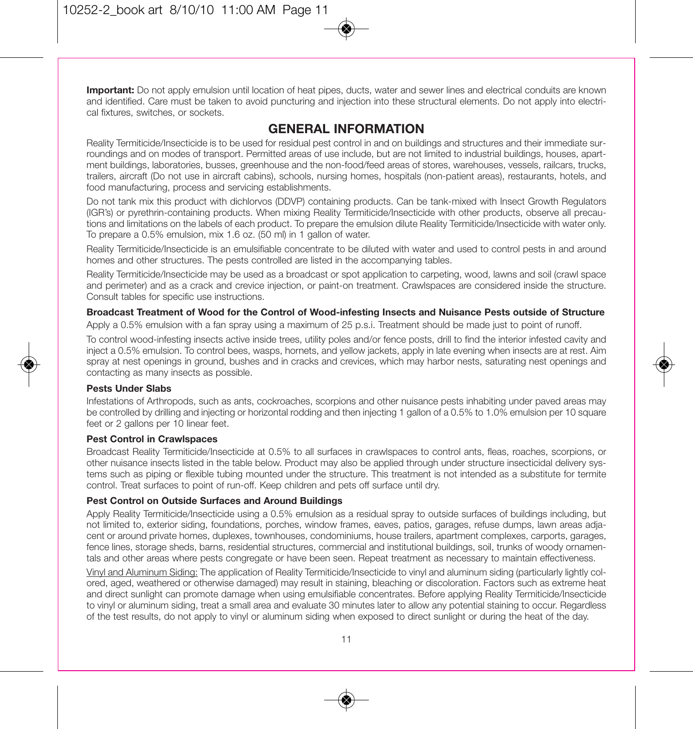**Important:** Do not apply emulsion until location of heat pipes, ducts, water and sewer lines and electrical conduits are known and identified. Care must be taken to avoid puncturing and injection into these structural elements. Do not apply into electrical fixtures, switches, or sockets.

## GENERAL INFORMATION

Reality Termiticide/Insecticide is to be used for residual pest control in and on buildings and structures and their immediate surroundings and on modes of transport. Permitted areas of use include, but are not limited to industrial buildings, houses, apartment buildings, laboratories, busses, greenhouse and the non-food/feed areas of stores, warehouses, vessels, railcars, trucks, trailers, aircraft (Do not use in aircraft cabins), schools, nursing homes, hospitals (non-patient areas), restaurants, hotels, and food manufacturing, process and servicing establishments.

Do not tank mix this product with dichlorvos (DDVP) containing products. Can be tank-mixed with Insect Growth Regulators (IGR's) or pyrethrin-containing products. When mixing Reality Termiticide/Insecticide with other products, observe all precautions and limitations on the labels of each product. To prepare the emulsion dilute Reality Termiticide/Insecticide with water only. To prepare a 0.5% emulsion, mix 1.6 oz. (50 ml) in 1 gallon of water.

Reality Termiticide/Insecticide is an emulsifiable concentrate to be diluted with water and used to control pests in and around homes and other structures. The pests controlled are listed in the accompanying tables.

Reality Termiticide/Insecticide may be used as a broadcast or spot application to carpeting, wood, lawns and soil (crawl space and perimeter) and as a crack and crevice injection, or paint-on treatment. Crawlspaces are considered inside the structure. Consult tables for specific use instructions.

**Broadcast Treatment of Wood for the Control of Wood-infesting Insects and Nuisance Pests outside of Structure**

Apply a 0.5% emulsion with a fan spray using a maximum of 25 p.s.i. Treatment should be made just to point of runoff.

To control wood-infesting insects active inside trees, utility poles and/or fence posts, drill to find the interior infested cavity and inject a 0.5% emulsion. To control bees, wasps, hornets, and yellow jackets, apply in late evening when insects are at rest. Aim spray at nest openings in ground, bushes and in cracks and crevices, which may harbor nests, saturating nest openings and contacting as many insects as possible.

**Pests Under Slabs**

Infestations of Arthropods, such as ants, cockroaches, scorpions and other nuisance pests inhabiting under paved areas may be controlled by drilling and injecting or horizontal rodding and then injecting 1 gallon of a 0.5% to 1.0% emulsion per 10 square feet or 2 gallons per 10 linear feet.

**Pest Control in Crawlspaces**

Broadcast Reality Termiticide/Insecticide at 0.5% to all surfaces in crawlspaces to control ants, fleas, roaches, scorpions, or other nuisance insects listed in the table below. Product may also be applied through under structure insecticidal delivery systems such as piping or flexible tubing mounted under the structure. This treatment is not intended as a substitute for termite control. Treat surfaces to point of run-off. Keep children and pets off surface until dry.

**Pest Control on Outside Surfaces and Around Buildings**

Apply Reality Termiticide/Insecticide using a 0.5% emulsion as a residual spray to outside surfaces of buildings including, but not limited to, exterior siding, foundations, porches, window frames, eaves, patios, garages, refuse dumps, lawn areas adjacent or around private homes, duplexes, townhouses, condominiums, house trailers, apartment complexes, carports, garages, fence lines, storage sheds, barns, residential structures, commercial and institutional buildings, soil, trunks of woody ornamentals and other areas where pests congregate or have been seen. Repeat treatment as necessary to maintain effectiveness.

Vinyl and Aluminum Siding: The application of Reality Termiticide/Insecticide to vinyl and aluminum siding (particularly lightly colored, aged, weathered or otherwise damaged) may result in staining, bleaching or discoloration. Factors such as extreme heat and direct sunlight can promote damage when using emulsifiable concentrates. Before applying Reality Termiticide/Insecticide to vinyl or aluminum siding, treat a small area and evaluate 30 minutes later to allow any potential staining to occur. Regardless of the test results, do not apply to vinyl or aluminum siding when exposed to direct sunlight or during the heat of the day.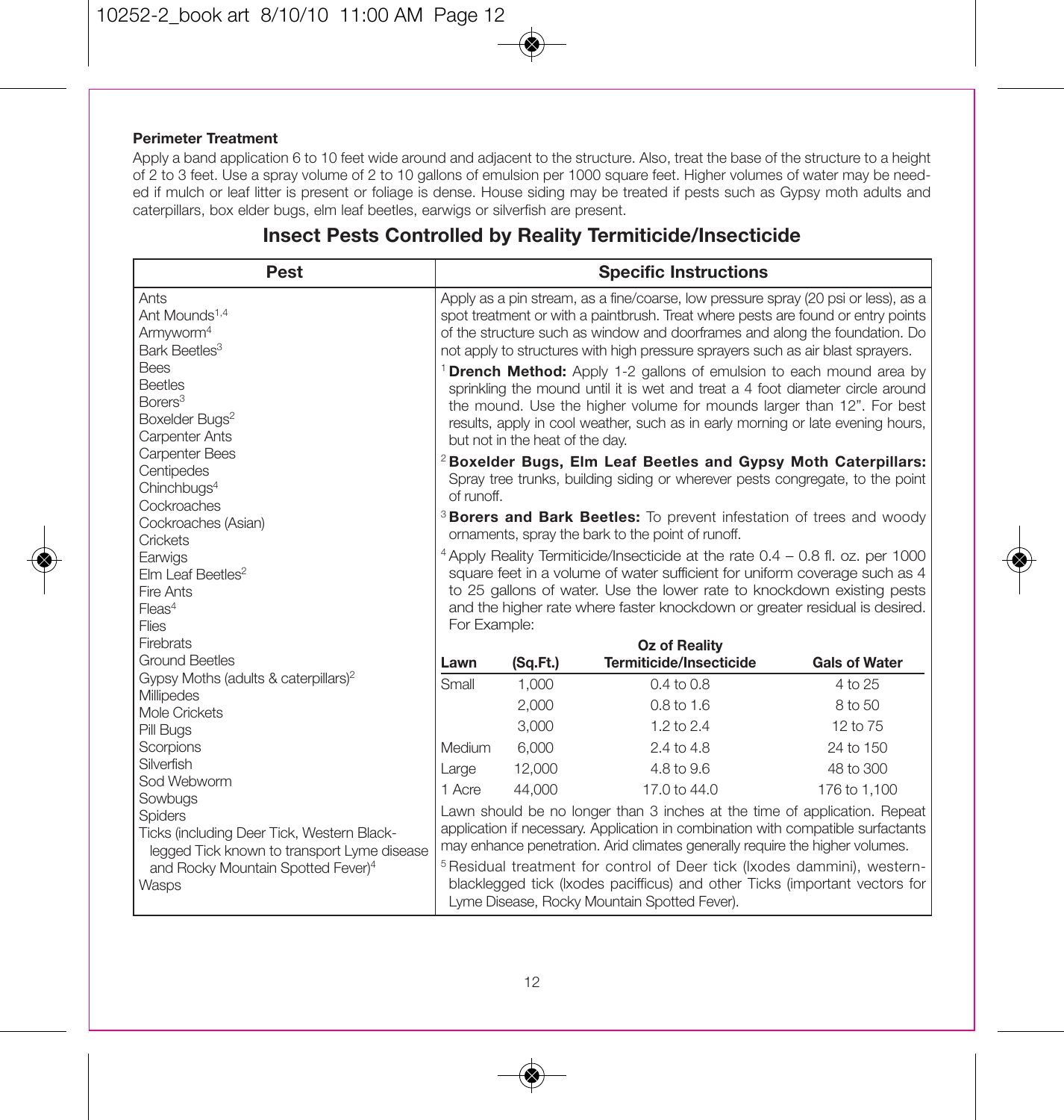**Perimeter Treatment**

Apply a band application 6 to 10 feet wide around and adjacent to the structure. Also, treat the base of the structure to a height of 2 to 3 feet. Use a spray volume of 2 to 10 gallons of emulsion per 1000 square feet. Higher volumes of water may be needed if mulch or leaf litter is present or foliage is dense. House siding may be treated if pests such as Gypsy moth adults and caterpillars, box elder bugs, elm leaf beetles, earwigs or silverfish are present.

## Insect Pests Controlled by Reality Termiticide/Insecticide

| Pest | Specific Instructions |
|---|---|
| Ants<br>Ant Mounds[1,4]<br>Armyworm[4]<br>Bark Beetles[3]<br>Bees<br>Beetles<br>Borers[3]<br>Boxelder Bugs[2]<br>Carpenter Ants<br>Carpenter Bees<br>Centipedes<br>Chinchbugs[4]<br>Cockroaches<br>Cockroaches (Asian)<br>Crickets<br>Earwigs<br>Elm Leaf Beetles[2]<br>Fire Ants<br>Fleas[4]<br>Flies<br>Firebrats<br>Ground Beetles<br>Gypsy Moths (adults & caterpillars)[2]<br>Millipedes<br>Mole Crickets<br>Pill Bugs<br>Scorpions<br>Silverfish<br>Sod Webworm<br>Sowbugs<br>Spiders<br>Ticks (including Deer Tick, Western Black-legged Tick known to transport Lyme disease and Rocky Mountain Spotted Fever)[4]<br>Wasps | Apply as a pin stream, as a fine/coarse, low pressure spray (20 psi or less), as a spot treatment or with a paintbrush. Treat where pests are found or entry points of the structure such as window and doorframes and along the foundation. Do not apply to structures with high pressure sprayers such as air blast sprayers.<br>[1] **Drench Method:** Apply 1-2 gallons of emulsion to each mound area by sprinkling the mound until it is wet and treat a 4 foot diameter circle around the mound. Use the higher volume for mounds larger than 12". For best results, apply in cool weather, such as in early morning or late evening hours, but not in the heat of the day.<br>[2] **Boxelder Bugs, Elm Leaf Beetles and Gypsy Moth Caterpillars:** Spray tree trunks, building siding or wherever pests congregate, to the point of runoff.<br>[3] **Borers and Bark Beetles:** To prevent infestation of trees and woody ornamentals, spray the bark to the point of runoff.<br>[4] Apply Reality Termiticide/Insecticide at the rate 0.4 – 0.8 fl. oz. per 1000 square feet in a volume of water sufficient for uniform coverage such as 4 to 25 gallons of water. Use the lower rate to knockdown existing pests and the higher rate where faster knockdown or greater residual is desired. For Example: (see lawn table below)<br>Lawn should be no longer than 3 inches at the time of application. Repeat application if necessary. Application in combination with compatible surfactants may enhance penetration. Arid climates generally require the higher volumes.<br>[5] Residual treatment for control of Deer tick (Ixodes dammini), western-blacklegged tick (Ixodes pacifficus) and other Ticks (important vectors for Lyme Disease, Rocky Mountain Spotted Fever). |

| Lawn | (Sq.Ft.) | Oz of Reality Termiticide/Insecticide | Gals of Water |
|---|---|---|---|
| Small | 1,000 | 0.4 to 0.8 | 4 to 25 |
| | 2,000 | 0.8 to 1.6 | 8 to 50 |
| | 3,000 | 1.2 to 2.4 | 12 to 75 |
| Medium | 6,000 | 2.4 to 4.8 | 24 to 150 |
| Large | 12,000 | 4.8 to 9.6 | 48 to 300 |
| 1 Acre | 44,000 | 17.0 to 44.0 | 176 to 1,100 |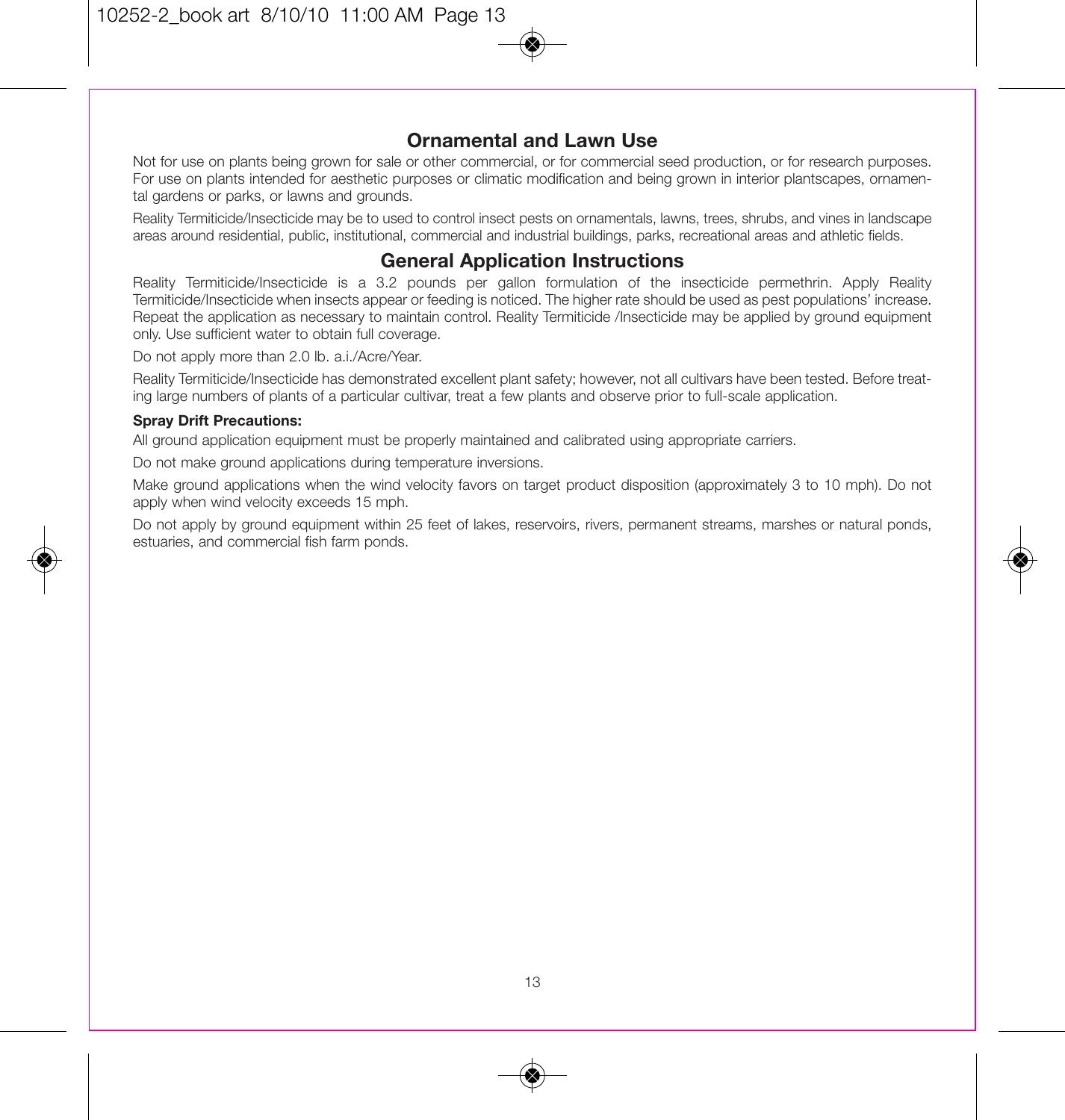## Ornamental and Lawn Use

Not for use on plants being grown for sale or other commercial, or for commercial seed production, or for research purposes. For use on plants intended for aesthetic purposes or climatic modification and being grown in interior plantscapes, ornamental gardens or parks, or lawns and grounds.

Reality Termiticide/Insecticide may be to used to control insect pests on ornamentals, lawns, trees, shrubs, and vines in landscape areas around residential, public, institutional, commercial and industrial buildings, parks, recreational areas and athletic fields.

## General Application Instructions

Reality Termiticide/Insecticide is a 3.2 pounds per gallon formulation of the insecticide permethrin. Apply Reality Termiticide/Insecticide when insects appear or feeding is noticed. The higher rate should be used as pest populations' increase. Repeat the application as necessary to maintain control. Reality Termiticide /Insecticide may be applied by ground equipment only. Use sufficient water to obtain full coverage.

Do not apply more than 2.0 lb. a.i./Acre/Year.

Reality Termiticide/Insecticide has demonstrated excellent plant safety; however, not all cultivars have been tested. Before treating large numbers of plants of a particular cultivar, treat a few plants and observe prior to full-scale application.

**Spray Drift Precautions:**

All ground application equipment must be properly maintained and calibrated using appropriate carriers.

Do not make ground applications during temperature inversions.

Make ground applications when the wind velocity favors on target product disposition (approximately 3 to 10 mph). Do not apply when wind velocity exceeds 15 mph.

Do not apply by ground equipment within 25 feet of lakes, reservoirs, rivers, permanent streams, marshes or natural ponds, estuaries, and commercial fish farm ponds.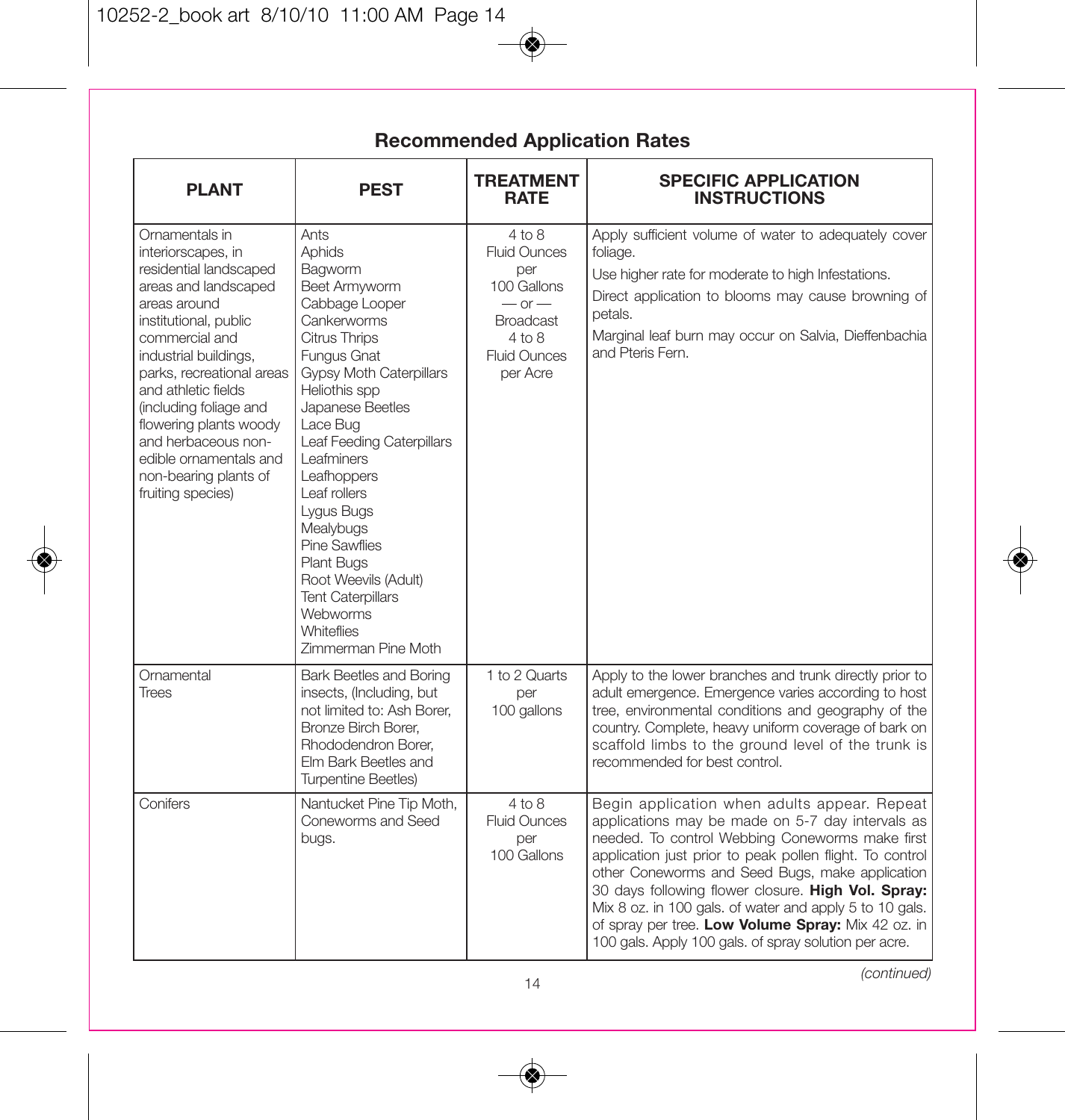## Recommended Application Rates

| PLANT | PEST | TREATMENT RATE | SPECIFIC APPLICATION INSTRUCTIONS |
|---|---|---|---|
| Ornamentals in interiorscapes, in residential landscaped areas and landscaped areas around institutional, public commercial and industrial buildings, parks, recreational areas and athletic fields (including foliage and flowering plants woody and herbaceous non-edible ornamentals and non-bearing plants of fruiting species) | Ants<br>Aphids<br>Bagworm<br>Beet Armyworm<br>Cabbage Looper<br>Cankerworms<br>Citrus Thrips<br>Fungus Gnat<br>Gypsy Moth Caterpillars<br>Heliothis spp<br>Japanese Beetles<br>Lace Bug<br>Leaf Feeding Caterpillars<br>Leafminers<br>Leafhoppers<br>Leaf rollers<br>Lygus Bugs<br>Mealybugs<br>Pine Sawflies<br>Plant Bugs<br>Root Weevils (Adult)<br>Tent Caterpillars<br>Webworms<br>Whiteflies<br>Zimmerman Pine Moth | 4 to 8 Fluid Ounces per 100 Gallons<br>— or —<br>Broadcast 4 to 8 Fluid Ounces per Acre | Apply sufficient volume of water to adequately cover foliage.<br>Use higher rate for moderate to high Infestations.<br>Direct application to blooms may cause browning of petals.<br>Marginal leaf burn may occur on Salvia, Dieffenbachia and Pteris Fern. |
| Ornamental Trees | Bark Beetles and Boring insects, (Including, but not limited to: Ash Borer, Bronze Birch Borer, Rhododendron Borer, Elm Bark Beetles and Turpentine Beetles) | 1 to 2 Quarts per 100 gallons | Apply to the lower branches and trunk directly prior to adult emergence. Emergence varies according to host tree, environmental conditions and geography of the country. Complete, heavy uniform coverage of bark on scaffold limbs to the ground level of the trunk is recommended for best control. |
| Conifers | Nantucket Pine Tip Moth, Coneworms and Seed bugs. | 4 to 8 Fluid Ounces per 100 Gallons | Begin application when adults appear. Repeat applications may be made on 5-7 day intervals as needed. To control Webbing Coneworms make first application just prior to peak pollen flight. To control other Coneworms and Seed Bugs, make application 30 days following flower closure. **High Vol. Spray:** Mix 8 oz. in 100 gals. of water and apply 5 to 10 gals. of spray per tree. **Low Volume Spray:** Mix 42 oz. in 100 gals. Apply 100 gals. of spray solution per acre. |

*(continued)*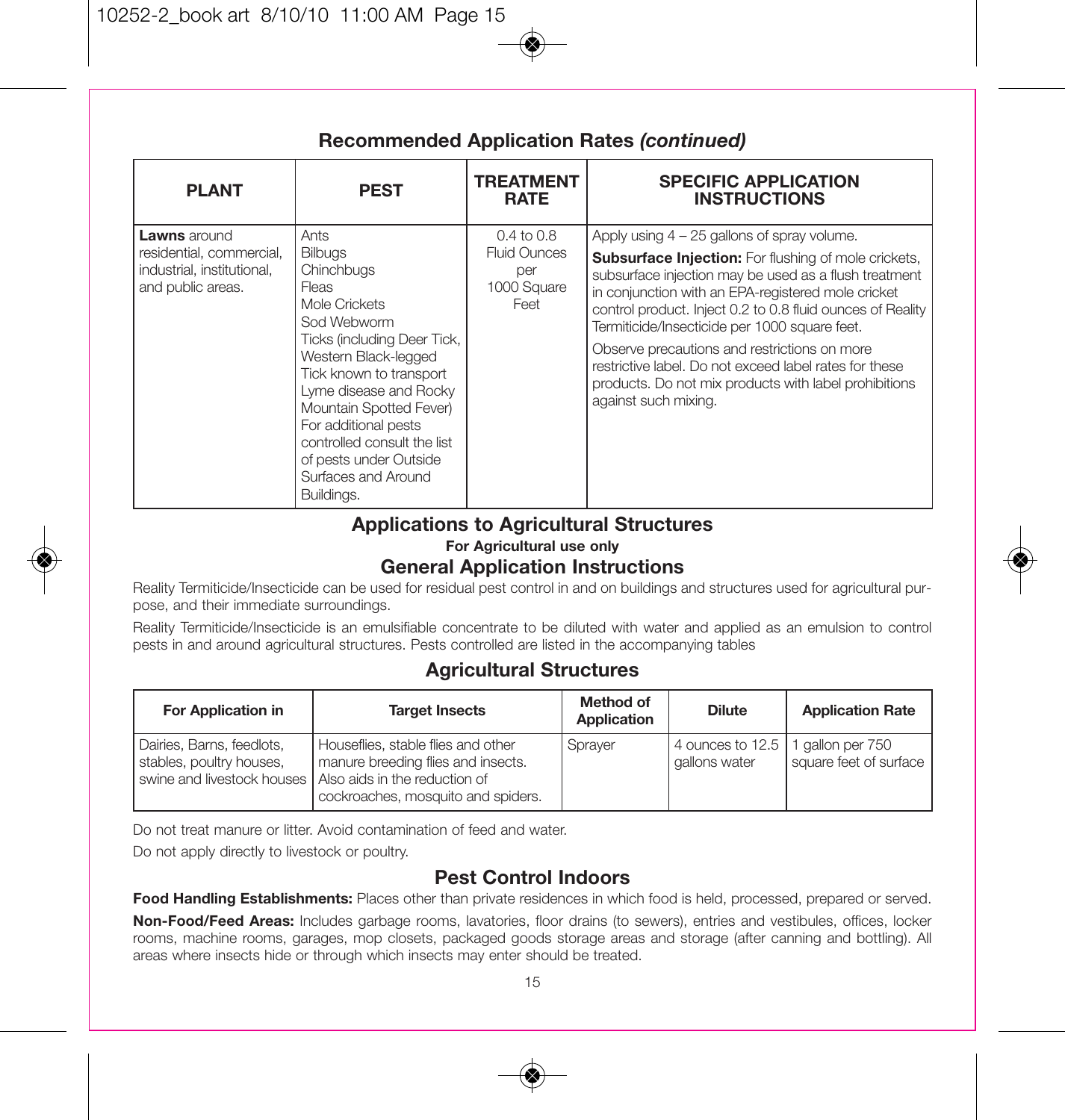## Recommended Application Rates *(continued)*

| PLANT | PEST | TREATMENT RATE | SPECIFIC APPLICATION INSTRUCTIONS |
|---|---|---|---|
| **Lawns** around residential, commercial, industrial, institutional, and public areas. | Ants<br>Bilbugs<br>Chinchbugs<br>Fleas<br>Mole Crickets<br>Sod Webworm<br>Ticks (including Deer Tick, Western Black-legged Tick known to transport Lyme disease and Rocky Mountain Spotted Fever)<br>For additional pests controlled consult the list of pests under Outside Surfaces and Around Buildings. | 0.4 to 0.8 Fluid Ounces per 1000 Square Feet | Apply using 4 – 25 gallons of spray volume.<br>**Subsurface Injection:** For flushing of mole crickets, subsurface injection may be used as a flush treatment in conjunction with an EPA-registered mole cricket control product. Inject 0.2 to 0.8 fluid ounces of Reality Termiticide/Insecticide per 1000 square feet.<br>Observe precautions and restrictions on more restrictive label. Do not exceed label rates for these products. Do not mix products with label prohibitions against such mixing. |

## Applications to Agricultural Structures

**For Agricultural use only**

## General Application Instructions

Reality Termiticide/Insecticide can be used for residual pest control in and on buildings and structures used for agricultural purpose, and their immediate surroundings.

Reality Termiticide/Insecticide is an emulsifiable concentrate to be diluted with water and applied as an emulsion to control pests in and around agricultural structures. Pests controlled are listed in the accompanying tables

## Agricultural Structures

| For Application in | Target Insects | Method of Application | Dilute | Application Rate |
|---|---|---|---|---|
| Dairies, Barns, feedlots, stables, poultry houses, swine and livestock houses | Houseflies, stable flies and other manure breeding flies and insects. Also aids in the reduction of cockroaches, mosquito and spiders. | Sprayer | 4 ounces to 12.5 gallons water | 1 gallon per 750 square feet of surface |

Do not treat manure or litter. Avoid contamination of feed and water.

Do not apply directly to livestock or poultry.

## Pest Control Indoors

**Food Handling Establishments:** Places other than private residences in which food is held, processed, prepared or served.

**Non-Food/Feed Areas:** Includes garbage rooms, lavatories, floor drains (to sewers), entries and vestibules, offices, locker rooms, machine rooms, garages, mop closets, packaged goods storage areas and storage (after canning and bottling). All areas where insects hide or through which insects may enter should be treated.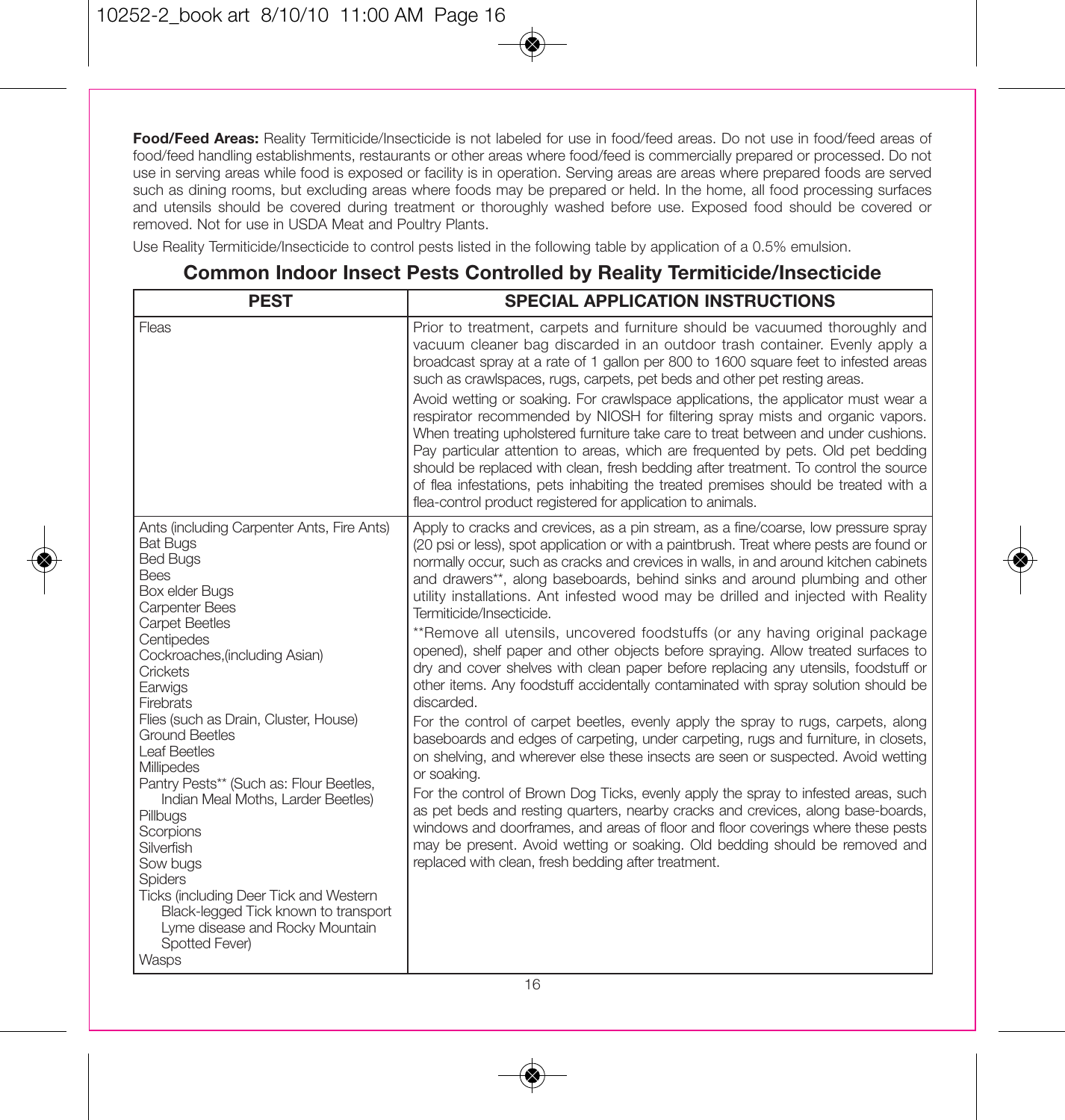**Food/Feed Areas:** Reality Termiticide/Insecticide is not labeled for use in food/feed areas. Do not use in food/feed areas of food/feed handling establishments, restaurants or other areas where food/feed is commercially prepared or processed. Do not use in serving areas while food is exposed or facility is in operation. Serving areas are areas where prepared foods are served such as dining rooms, but excluding areas where foods may be prepared or held. In the home, all food processing surfaces and utensils should be covered during treatment or thoroughly washed before use. Exposed food should be covered or removed. Not for use in USDA Meat and Poultry Plants.

Use Reality Termiticide/Insecticide to control pests listed in the following table by application of a 0.5% emulsion.

## Common Indoor Insect Pests Controlled by Reality Termiticide/Insecticide

| PEST | SPECIAL APPLICATION INSTRUCTIONS |
|---|---|
| Fleas | Prior to treatment, carpets and furniture should be vacuumed thoroughly and vacuum cleaner bag discarded in an outdoor trash container. Evenly apply a broadcast spray at a rate of 1 gallon per 800 to 1600 square feet to infested areas such as crawlspaces, rugs, carpets, pet beds and other pet resting areas.<br>Avoid wetting or soaking. For crawlspace applications, the applicator must wear a respirator recommended by NIOSH for filtering spray mists and organic vapors. When treating upholstered furniture take care to treat between and under cushions. Pay particular attention to areas, which are frequented by pets. Old pet bedding should be replaced with clean, fresh bedding after treatment. To control the source of flea infestations, pets inhabiting the treated premises should be treated with a flea-control product registered for application to animals. |
| Ants (including Carpenter Ants, Fire Ants)<br>Bat Bugs<br>Bed Bugs<br>Bees<br>Box elder Bugs<br>Carpenter Bees<br>Carpet Beetles<br>Centipedes<br>Cockroaches,(including Asian)<br>Crickets<br>Earwigs<br>Firebrats<br>Flies (such as Drain, Cluster, House)<br>Ground Beetles<br>Leaf Beetles<br>Millipedes<br>Pantry Pests** (Such as: Flour Beetles, Indian Meal Moths, Larder Beetles)<br>Pillbugs<br>Scorpions<br>Silverfish<br>Sow bugs<br>Spiders<br>Ticks (including Deer Tick and Western Black-legged Tick known to transport Lyme disease and Rocky Mountain Spotted Fever)<br>Wasps | Apply to cracks and crevices, as a pin stream, as a fine/coarse, low pressure spray (20 psi or less), spot application or with a paintbrush. Treat where pests are found or normally occur, such as cracks and crevices in walls, in and around kitchen cabinets and drawers**, along baseboards, behind sinks and around plumbing and other utility installations. Ant infested wood may be drilled and injected with Reality Termiticide/Insecticide.<br>**Remove all utensils, uncovered foodstuffs (or any having original package opened), shelf paper and other objects before spraying. Allow treated surfaces to dry and cover shelves with clean paper before replacing any utensils, foodstuff or other items. Any foodstuff accidentally contaminated with spray solution should be discarded.<br>For the control of carpet beetles, evenly apply the spray to rugs, carpets, along baseboards and edges of carpeting, under carpeting, rugs and furniture, in closets, on shelving, and wherever else these insects are seen or suspected. Avoid wetting or soaking.<br>For the control of Brown Dog Ticks, evenly apply the spray to infested areas, such as pet beds and resting quarters, nearby cracks and crevices, along base-boards, windows and doorframes, and areas of floor and floor coverings where these pests may be present. Avoid wetting or soaking. Old bedding should be removed and replaced with clean, fresh bedding after treatment. |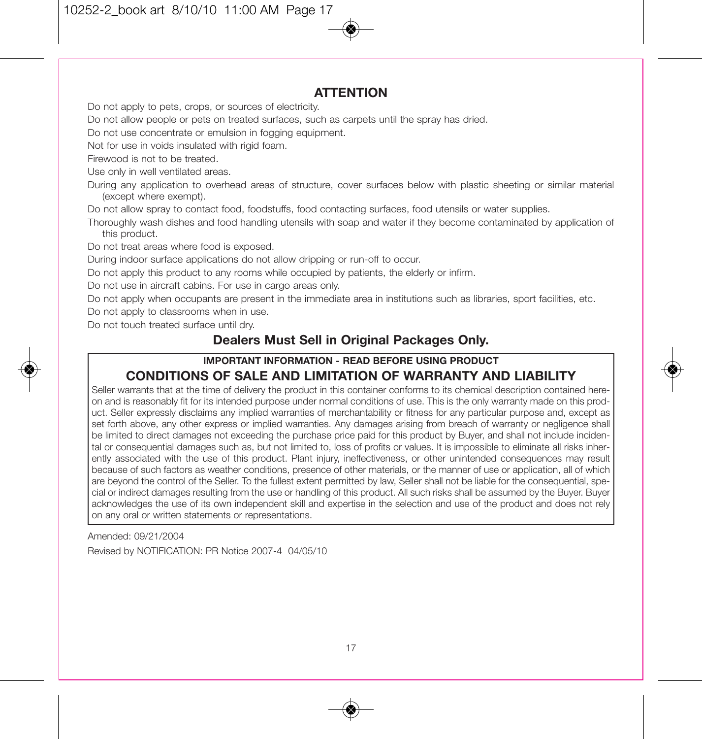## ATTENTION

Do not apply to pets, crops, or sources of electricity.

Do not allow people or pets on treated surfaces, such as carpets until the spray has dried.

Do not use concentrate or emulsion in fogging equipment.

Not for use in voids insulated with rigid foam.

Firewood is not to be treated.

Use only in well ventilated areas.

During any application to overhead areas of structure, cover surfaces below with plastic sheeting or similar material (except where exempt).

Do not allow spray to contact food, foodstuffs, food contacting surfaces, food utensils or water supplies.

Thoroughly wash dishes and food handling utensils with soap and water if they become contaminated by application of this product.

Do not treat areas where food is exposed.

During indoor surface applications do not allow dripping or run-off to occur.

Do not apply this product to any rooms while occupied by patients, the elderly or infirm.

Do not use in aircraft cabins. For use in cargo areas only.

Do not apply when occupants are present in the immediate area in institutions such as libraries, sport facilities, etc.

Do not apply to classrooms when in use.

Do not touch treated surface until dry.

### Dealers Must Sell in Original Packages Only.

**IMPORTANT INFORMATION - READ BEFORE USING PRODUCT**

### CONDITIONS OF SALE AND LIMITATION OF WARRANTY AND LIABILITY

Seller warrants that at the time of delivery the product in this container conforms to its chemical description contained hereon and is reasonably fit for its intended purpose under normal conditions of use. This is the only warranty made on this product. Seller expressly disclaims any implied warranties of merchantability or fitness for any particular purpose and, except as set forth above, any other express or implied warranties. Any damages arising from breach of warranty or negligence shall be limited to direct damages not exceeding the purchase price paid for this product by Buyer, and shall not include incidental or consequential damages such as, but not limited to, loss of profits or values. It is impossible to eliminate all risks inherently associated with the use of this product. Plant injury, ineffectiveness, or other unintended consequences may result because of such factors as weather conditions, presence of other materials, or the manner of use or application, all of which are beyond the control of the Seller. To the fullest extent permitted by law, Seller shall not be liable for the consequential, special or indirect damages resulting from the use or handling of this product. All such risks shall be assumed by the Buyer. Buyer acknowledges the use of its own independent skill and expertise in the selection and use of the product and does not rely on any oral or written statements or representations.

Amended: 09/21/2004

Revised by NOTIFICATION: PR Notice 2007-4 04/05/10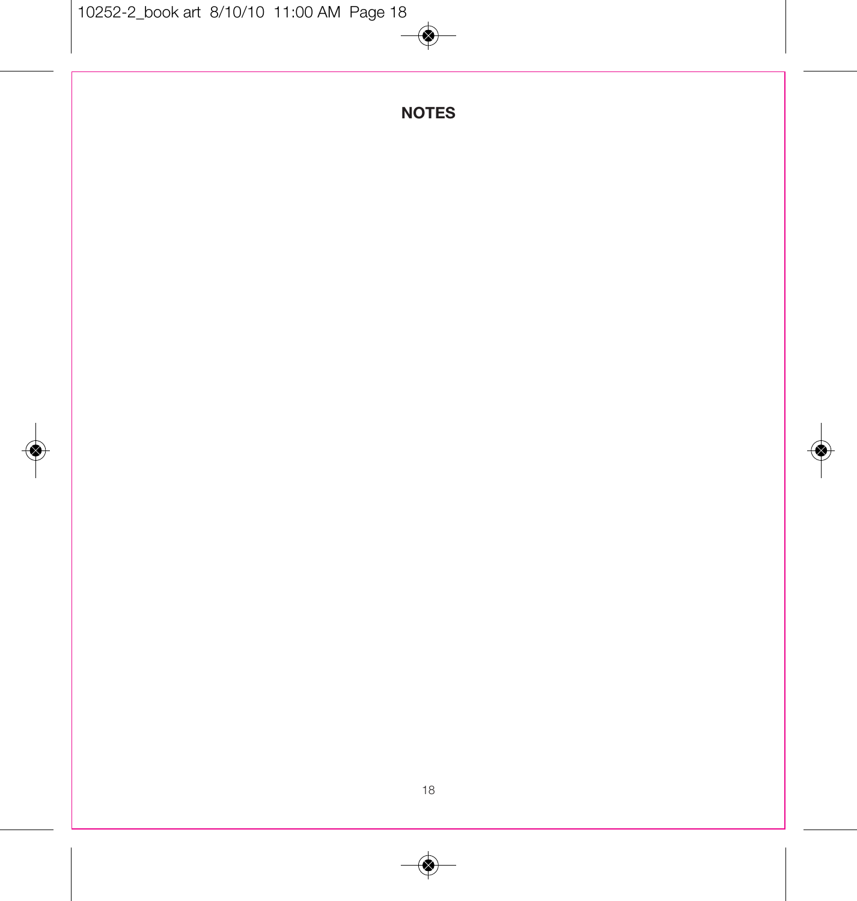## NOTES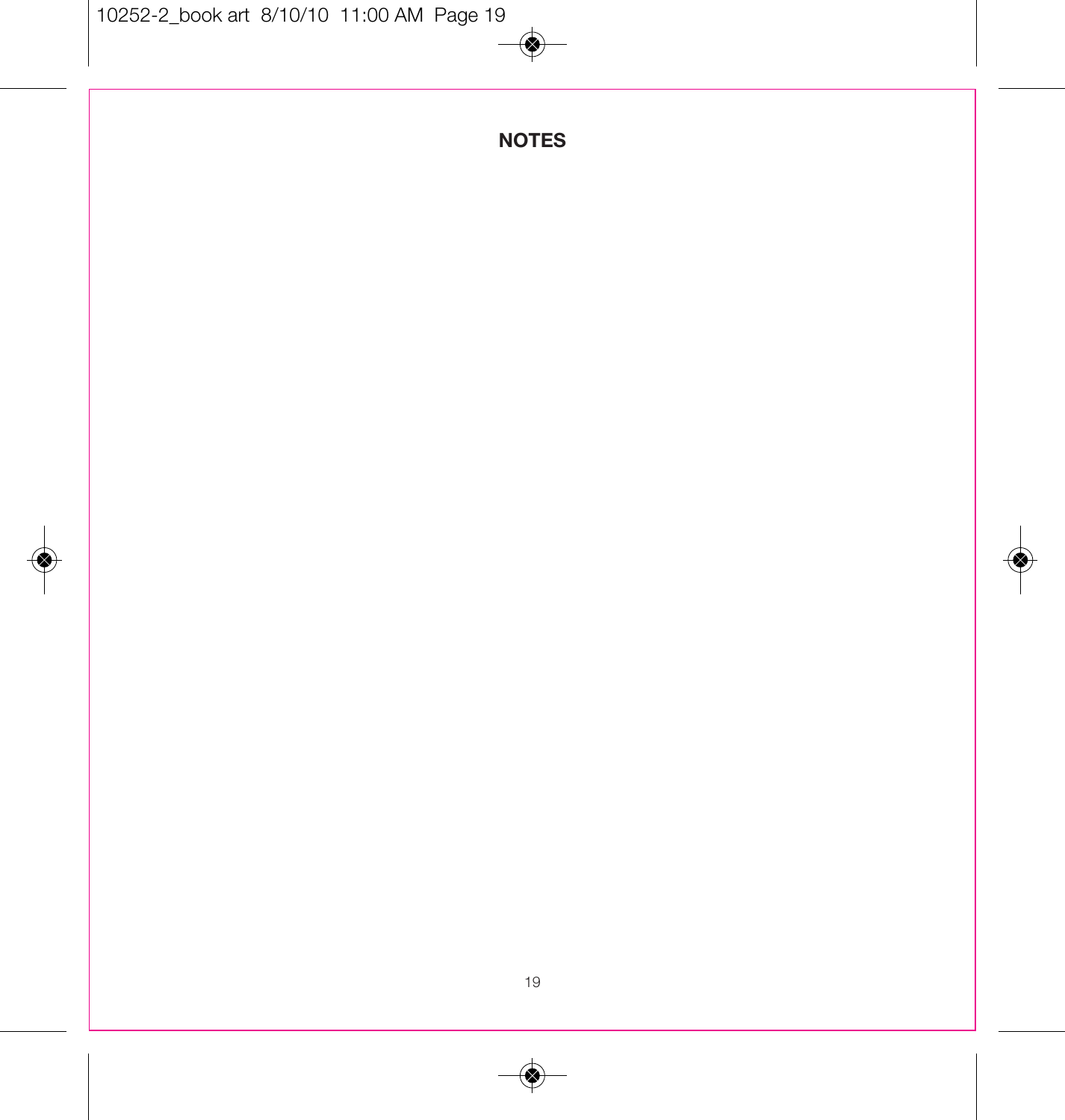# NOTES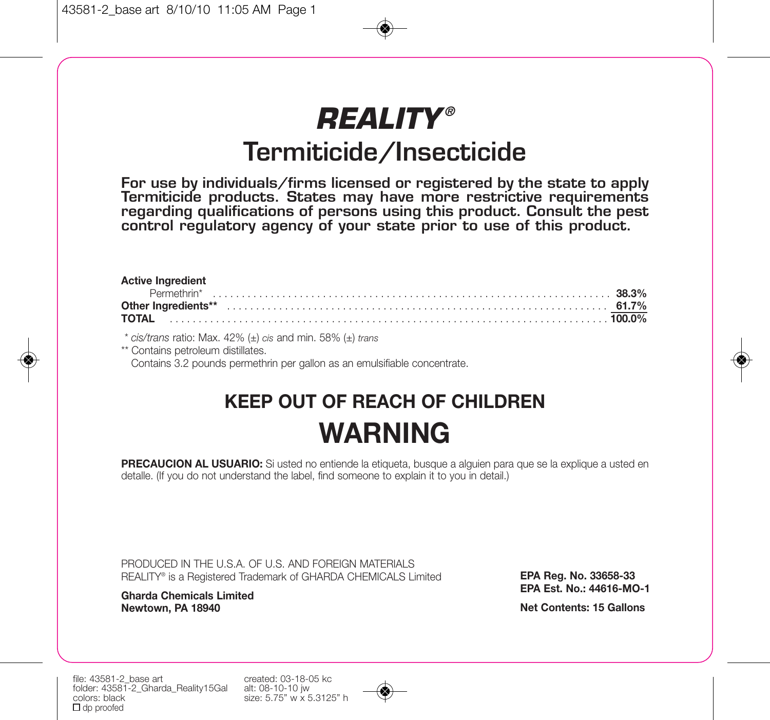# *REALITY®*

## Termiticide/Insecticide

**For use by individuals/firms licensed or registered by the state to apply Termiticide products. States may have more restrictive requirements regarding qualifications of persons using this product. Consult the pest control regulatory agency of your state prior to use of this product.**

| | |
|---|---|
| **Active Ingredient** | |
| Permethrin* | **38.3%** |
| **Other Ingredients**** | **61.7%** |
| **TOTAL** | **100.0%** |

\* *cis/trans* ratio: Max. 42% (±) *cis* and min. 58% (±) *trans*

** Contains petroleum distillates.

Contains 3.2 pounds permethrin per gallon as an emulsifiable concentrate.

## KEEP OUT OF REACH OF CHILDREN

# WARNING

**PRECAUCION AL USUARIO:** Si usted no entiende la etiqueta, busque a alguien para que se la explique a usted en detalle. (If you do not understand the label, find someone to explain it to you in detail.)

PRODUCED IN THE U.S.A. OF U.S. AND FOREIGN MATERIALS

REALITY® is a Registered Trademark of GHARDA CHEMICALS Limited

**Gharda Chemicals Limited**
**Newtown, PA 18940**

**EPA Reg. No. 33658-33**
**EPA Est. No.: 44616-MO-1**

**Net Contents: 15 Gallons**